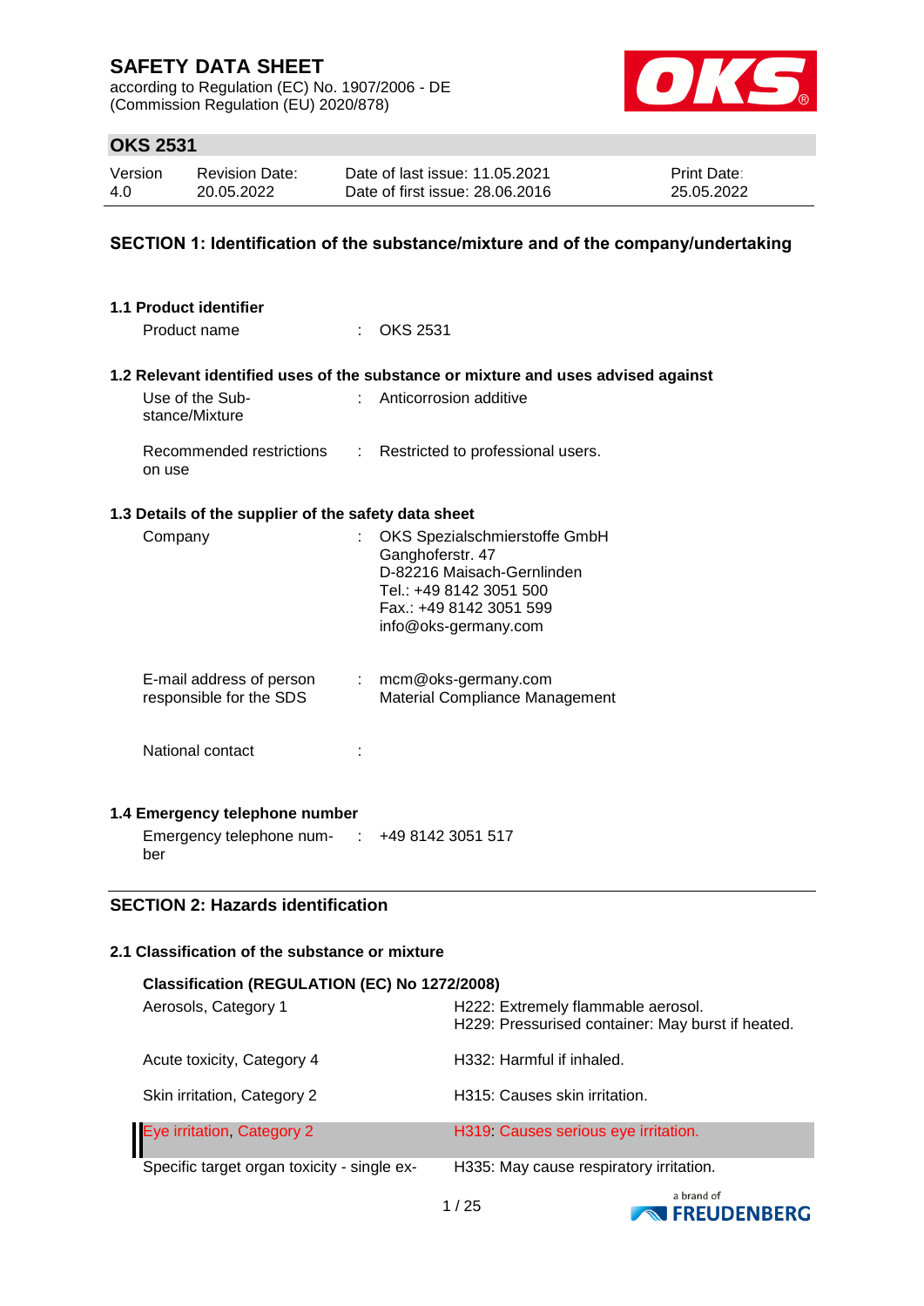# SAFETY DATA SHEET

according to Regulation (EC) No. 1907/2006 - DE
(Commission Regulation (EU) 2020/878)

## OKS 2531

| Version | Revision Date: | Date of last issue: 11.05.2021 | Print Date: |
|---|---|---|---|
| 4.0 | 20.05.2022 | Date of first issue: 28.06.2016 | 25.05.2022 |

## SECTION 1: Identification of the substance/mixture and of the company/undertaking

### 1.1 Product identifier

Product name : OKS 2531

### 1.2 Relevant identified uses of the substance or mixture and uses advised against

Use of the Substance/Mixture : Anticorrosion additive

Recommended restrictions on use : Restricted to professional users.

### 1.3 Details of the supplier of the safety data sheet

Company : OKS Spezialschmierstoffe GmbH
Ganghoferstr. 47
D-82216 Maisach-Gernlinden
Tel.: +49 8142 3051 500
Fax.: +49 8142 3051 599
info@oks-germany.com

E-mail address of person responsible for the SDS : mcm@oks-germany.com
Material Compliance Management

National contact :

### 1.4 Emergency telephone number

Emergency telephone number : +49 8142 3051 517

## SECTION 2: Hazards identification

### 2.1 Classification of the substance or mixture

**Classification (REGULATION (EC) No 1272/2008)**

| | |
|---|---|
| Aerosols, Category 1 | H222: Extremely flammable aerosol.<br>H229: Pressurised container: May burst if heated. |
| Acute toxicity, Category 4 | H332: Harmful if inhaled. |
| Skin irritation, Category 2 | H315: Causes skin irritation. |
| Eye irritation, Category 2 | H319: Causes serious eye irritation. |
| Specific target organ toxicity - single ex- | H335: May cause respiratory irritation. |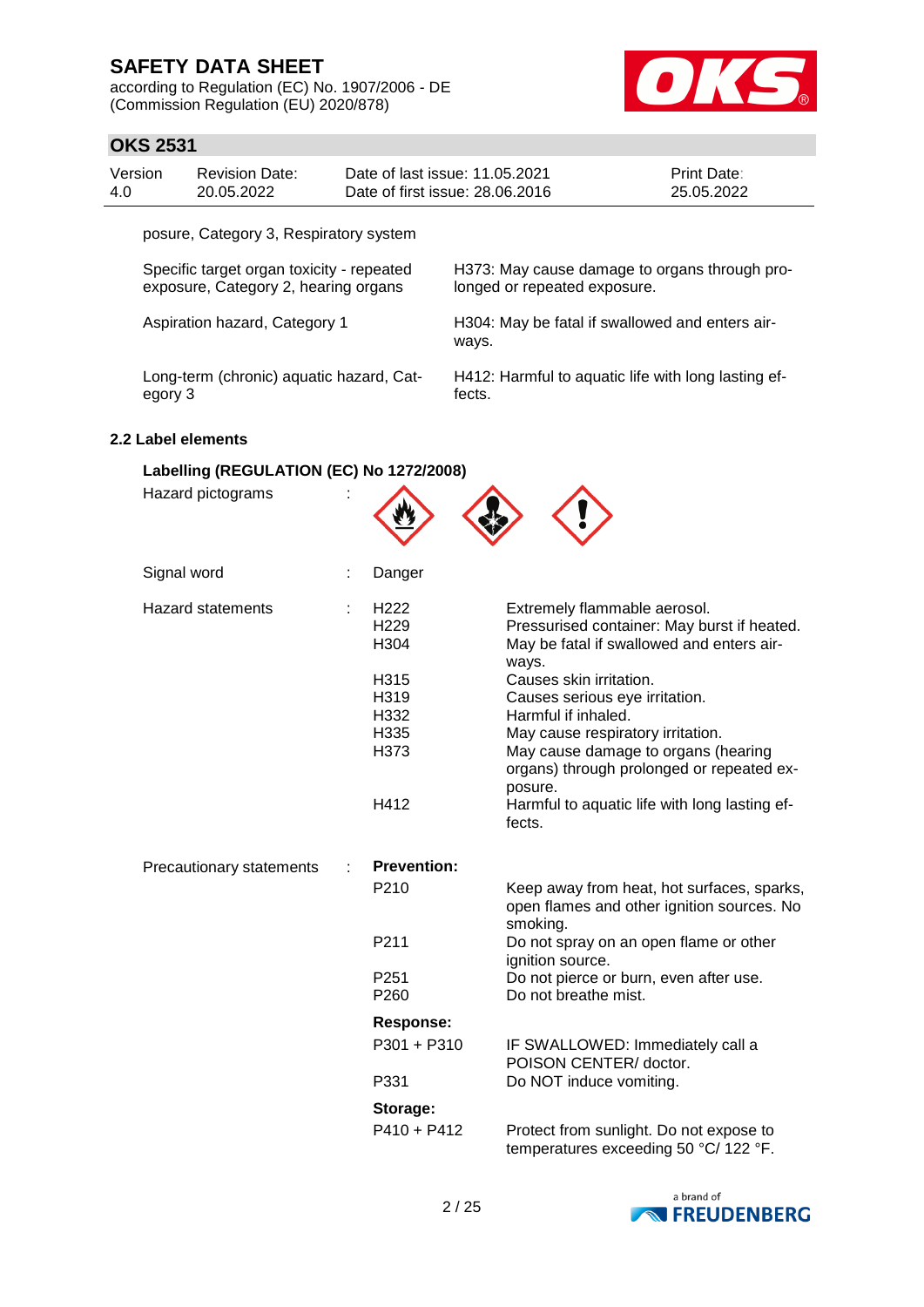posure, Category 3, Respiratory system

| | |
|---|---|
| Specific target organ toxicity - repeated exposure, Category 2, hearing organs | H373: May cause damage to organs through prolonged or repeated exposure. |
| Aspiration hazard, Category 1 | H304: May be fatal if swallowed and enters airways. |
| Long-term (chronic) aquatic hazard, Category 3 | H412: Harmful to aquatic life with long lasting effects. |

### 2.2 Label elements

**Labelling (REGULATION (EC) No 1272/2008)**

Hazard pictograms :

Signal word : Danger

Hazard statements :

| | |
|---|---|
| H222 | Extremely flammable aerosol. |
| H229 | Pressurised container: May burst if heated. |
| H304 | May be fatal if swallowed and enters airways. |
| H315 | Causes skin irritation. |
| H319 | Causes serious eye irritation. |
| H332 | Harmful if inhaled. |
| H335 | May cause respiratory irritation. |
| H373 | May cause damage to organs (hearing organs) through prolonged or repeated exposure. |
| H412 | Harmful to aquatic life with long lasting effects. |

Precautionary statements :

**Prevention:**

| | |
|---|---|
| P210 | Keep away from heat, hot surfaces, sparks, open flames and other ignition sources. No smoking. |
| P211 | Do not spray on an open flame or other ignition source. |
| P251 | Do not pierce or burn, even after use. |
| P260 | Do not breathe mist. |

**Response:**

| | |
|---|---|
| P301 + P310 | IF SWALLOWED: Immediately call a POISON CENTER/ doctor. |
| P331 | Do NOT induce vomiting. |

**Storage:**

| | |
|---|---|
| P410 + P412 | Protect from sunlight. Do not expose to temperatures exceeding 50 °C/ 122 °F. |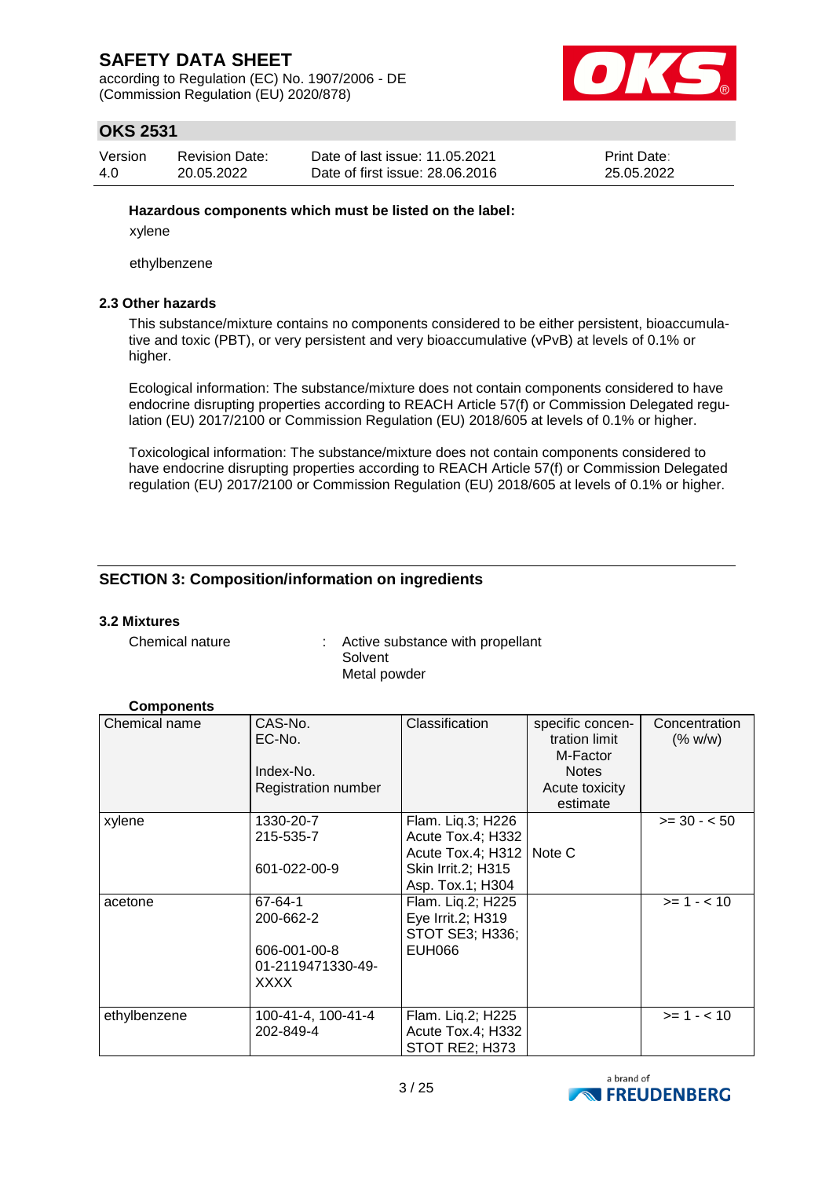**Hazardous components which must be listed on the label:**

xylene

ethylbenzene

### 2.3 Other hazards

This substance/mixture contains no components considered to be either persistent, bioaccumulative and toxic (PBT), or very persistent and very bioaccumulative (vPvB) at levels of 0.1% or higher.

Ecological information: The substance/mixture does not contain components considered to have endocrine disrupting properties according to REACH Article 57(f) or Commission Delegated regulation (EU) 2017/2100 or Commission Regulation (EU) 2018/605 at levels of 0.1% or higher.

Toxicological information: The substance/mixture does not contain components considered to have endocrine disrupting properties according to REACH Article 57(f) or Commission Delegated regulation (EU) 2017/2100 or Commission Regulation (EU) 2018/605 at levels of 0.1% or higher.

## SECTION 3: Composition/information on ingredients

### 3.2 Mixtures

Chemical nature : Active substance with propellant
Solvent
Metal powder

**Components**

| Chemical name | CAS-No.<br>EC-No.<br><br>Index-No.<br>Registration number | Classification | specific concentration limit<br>M-Factor<br>Notes<br>Acute toxicity estimate | Concentration (% w/w) |
|---|---|---|---|---|
| xylene | 1330-20-7<br>215-535-7<br><br>601-022-00-9 | Flam. Liq.3; H226<br>Acute Tox.4; H332<br>Acute Tox.4; H312<br>Skin Irrit.2; H315<br>Asp. Tox.1; H304 | Note C | >= 30 - < 50 |
| acetone | 67-64-1<br>200-662-2<br><br>606-001-00-8<br>01-2119471330-49-XXXX | Flam. Liq.2; H225<br>Eye Irrit.2; H319<br>STOT SE3; H336;<br>EUH066 | | >= 1 - < 10 |
| ethylbenzene | 100-41-4, 100-41-4<br>202-849-4 | Flam. Liq.2; H225<br>Acute Tox.4; H332<br>STOT RE2; H373 | | >= 1 - < 10 |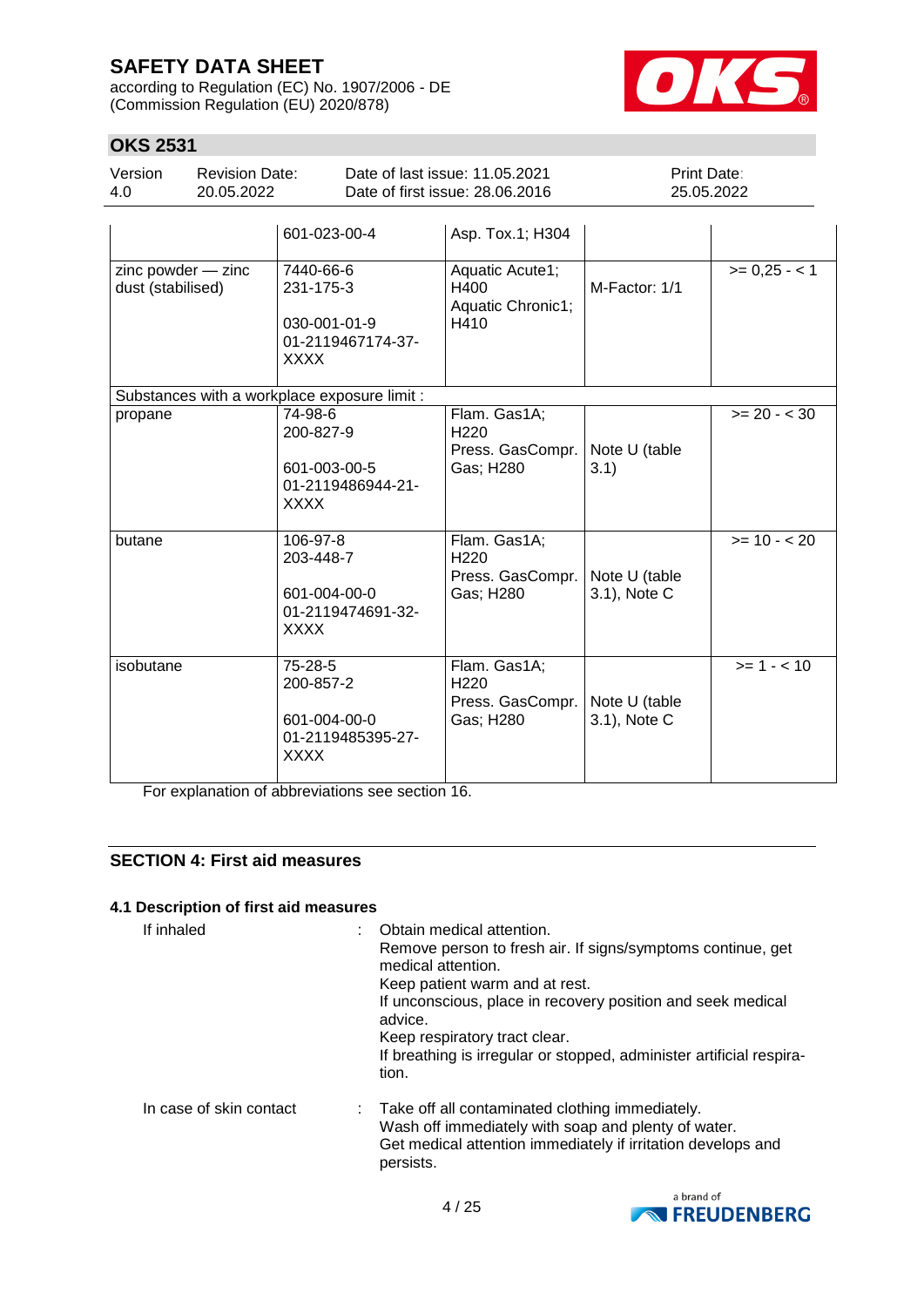| | | | | |
|---|---|---|---|---|
| | 601-023-00-4 | Asp. Tox.1; H304 | | |
| zinc powder — zinc dust (stabilised) | 7440-66-6<br>231-175-3<br><br>030-001-01-9<br>01-2119467174-37-XXXX | Aquatic Acute1; H400<br>Aquatic Chronic1; H410 | M-Factor: 1/1 | >= 0,25 - < 1 |
| Substances with a workplace exposure limit : | | | | |
| propane | 74-98-6<br>200-827-9<br><br>601-003-00-5<br>01-2119486944-21-XXXX | Flam. Gas1A; H220<br>Press. GasCompr. Gas; H280 | Note U (table 3.1) | >= 20 - < 30 |
| butane | 106-97-8<br>203-448-7<br><br>601-004-00-0<br>01-2119474691-32-XXXX | Flam. Gas1A; H220<br>Press. GasCompr. Gas; H280 | Note U (table 3.1), Note C | >= 10 - < 20 |
| isobutane | 75-28-5<br>200-857-2<br><br>601-004-00-0<br>01-2119485395-27-XXXX | Flam. Gas1A; H220<br>Press. GasCompr. Gas; H280 | Note U (table 3.1), Note C | >= 1 - < 10 |

For explanation of abbreviations see section 16.

## SECTION 4: First aid measures

### 4.1 Description of first aid measures

If inhaled : Obtain medical attention.
Remove person to fresh air. If signs/symptoms continue, get medical attention.
Keep patient warm and at rest.
If unconscious, place in recovery position and seek medical advice.
Keep respiratory tract clear.
If breathing is irregular or stopped, administer artificial respiration.

In case of skin contact : Take off all contaminated clothing immediately.
Wash off immediately with soap and plenty of water.
Get medical attention immediately if irritation develops and persists.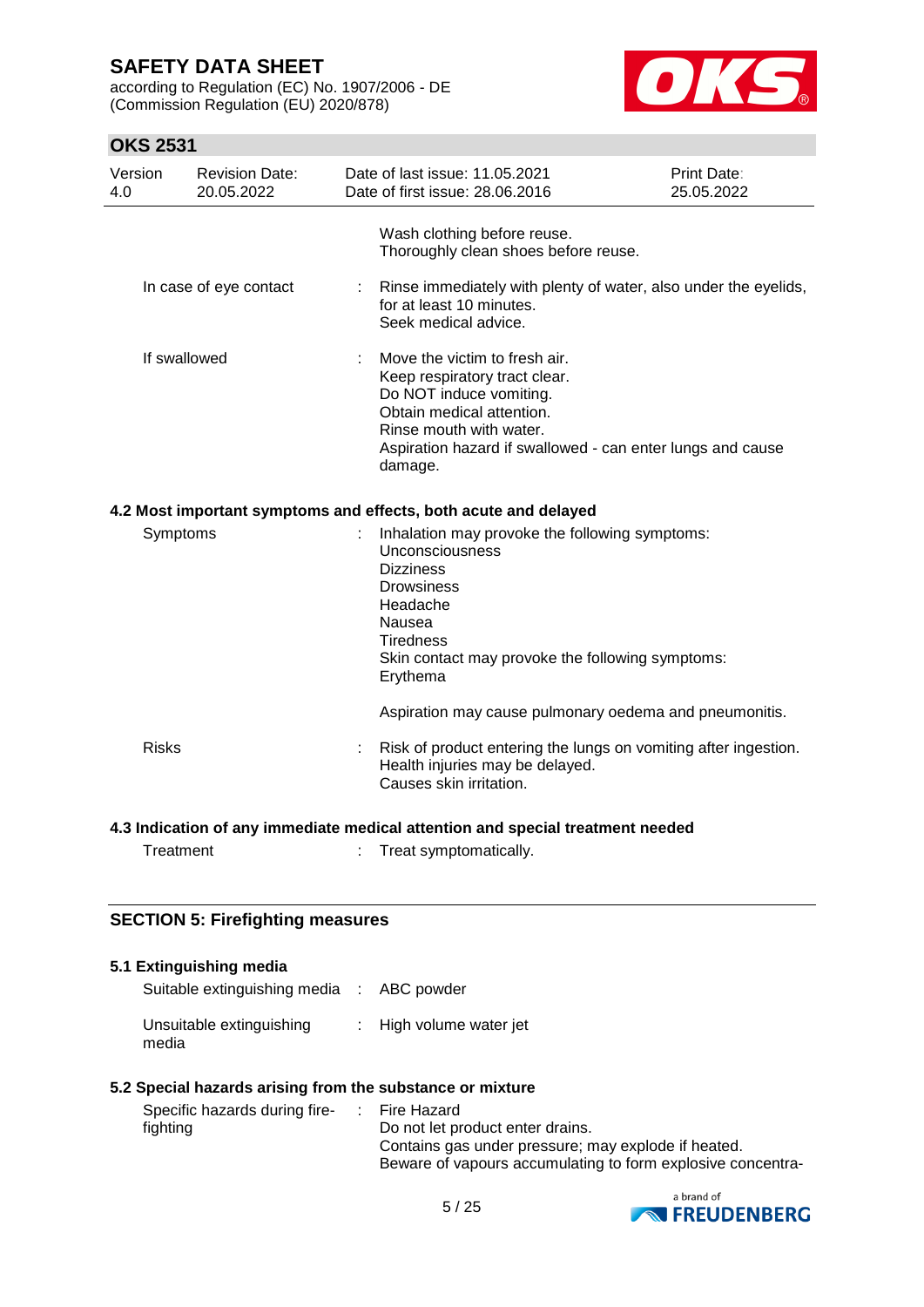Wash clothing before reuse.
Thoroughly clean shoes before reuse.

| | | |
|---|---|---|
| In case of eye contact | : | Rinse immediately with plenty of water, also under the eyelids, for at least 10 minutes.<br>Seek medical advice. |
| If swallowed | : | Move the victim to fresh air.<br>Keep respiratory tract clear.<br>Do NOT induce vomiting.<br>Obtain medical attention.<br>Rinse mouth with water.<br>Aspiration hazard if swallowed - can enter lungs and cause damage. |

### 4.2 Most important symptoms and effects, both acute and delayed

| | | |
|---|---|---|
| Symptoms | : | Inhalation may provoke the following symptoms:<br>Unconsciousness<br>Dizziness<br>Drowsiness<br>Headache<br>Nausea<br>Tiredness<br>Skin contact may provoke the following symptoms:<br>Erythema<br><br>Aspiration may cause pulmonary oedema and pneumonitis. |
| Risks | : | Risk of product entering the lungs on vomiting after ingestion.<br>Health injuries may be delayed.<br>Causes skin irritation. |

### 4.3 Indication of any immediate medical attention and special treatment needed

| | | |
|---|---|---|
| Treatment | : | Treat symptomatically. |

## SECTION 5: Firefighting measures

### 5.1 Extinguishing media

| | | |
|---|---|---|
| Suitable extinguishing media | : | ABC powder |
| Unsuitable extinguishing media | : | High volume water jet |

### 5.2 Special hazards arising from the substance or mixture

| | | |
|---|---|---|
| Specific hazards during fire-fighting | : | Fire Hazard<br>Do not let product enter drains.<br>Contains gas under pressure; may explode if heated.<br>Beware of vapours accumulating to form explosive concentra- |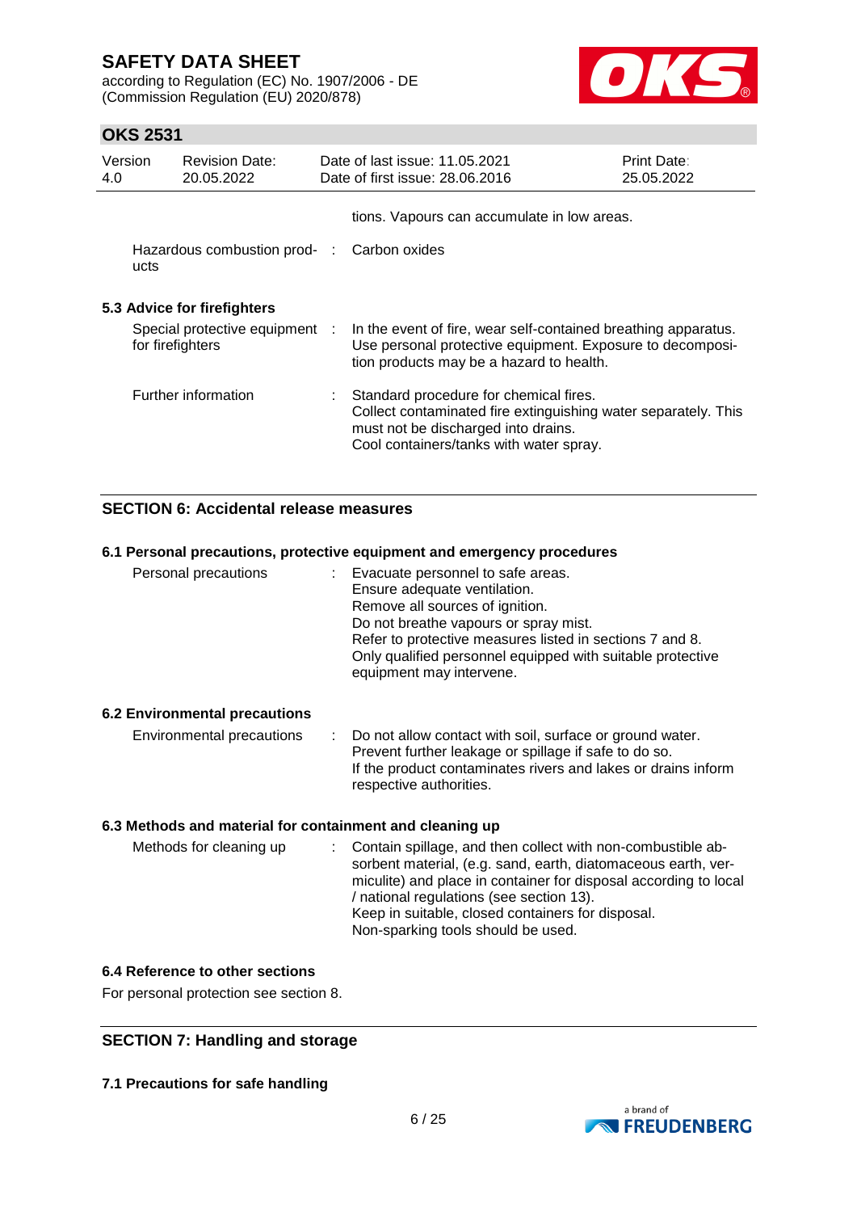tions. Vapours can accumulate in low areas.

| | | |
|---|---|---|
| Hazardous combustion products | : | Carbon oxides |

### 5.3 Advice for firefighters

| | | |
|---|---|---|
| Special protective equipment for firefighters | : | In the event of fire, wear self-contained breathing apparatus. Use personal protective equipment. Exposure to decomposition products may be a hazard to health. |
| Further information | : | Standard procedure for chemical fires. Collect contaminated fire extinguishing water separately. This must not be discharged into drains. Cool containers/tanks with water spray. |

## SECTION 6: Accidental release measures

### 6.1 Personal precautions, protective equipment and emergency procedures

| | | |
|---|---|---|
| Personal precautions | : | Evacuate personnel to safe areas.<br>Ensure adequate ventilation.<br>Remove all sources of ignition.<br>Do not breathe vapours or spray mist.<br>Refer to protective measures listed in sections 7 and 8.<br>Only qualified personnel equipped with suitable protective equipment may intervene. |

### 6.2 Environmental precautions

| | | |
|---|---|---|
| Environmental precautions | : | Do not allow contact with soil, surface or ground water.<br>Prevent further leakage or spillage if safe to do so.<br>If the product contaminates rivers and lakes or drains inform respective authorities. |

### 6.3 Methods and material for containment and cleaning up

| | | |
|---|---|---|
| Methods for cleaning up | : | Contain spillage, and then collect with non-combustible absorbent material, (e.g. sand, earth, diatomaceous earth, vermiculite) and place in container for disposal according to local / national regulations (see section 13).<br>Keep in suitable, closed containers for disposal.<br>Non-sparking tools should be used. |

### 6.4 Reference to other sections

For personal protection see section 8.

## SECTION 7: Handling and storage

### 7.1 Precautions for safe handling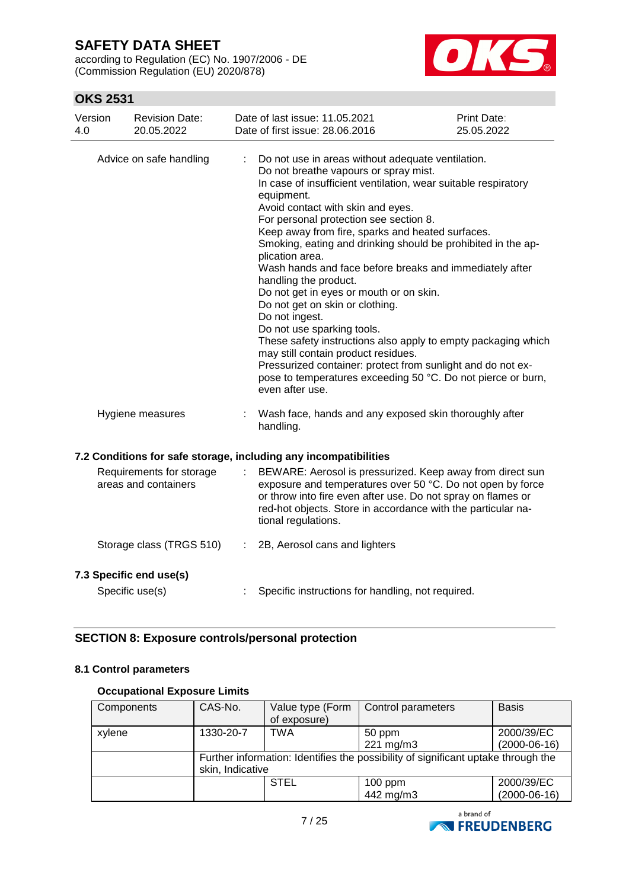Advice on safe handling : Do not use in areas without adequate ventilation.
Do not breathe vapours or spray mist.
In case of insufficient ventilation, wear suitable respiratory equipment.
Avoid contact with skin and eyes.
For personal protection see section 8.
Keep away from fire, sparks and heated surfaces.
Smoking, eating and drinking should be prohibited in the application area.
Wash hands and face before breaks and immediately after handling the product.
Do not get in eyes or mouth or on skin.
Do not get on skin or clothing.
Do not ingest.
Do not use sparking tools.
These safety instructions also apply to empty packaging which may still contain product residues.
Pressurized container: protect from sunlight and do not expose to temperatures exceeding 50 °C. Do not pierce or burn, even after use.

Hygiene measures : Wash face, hands and any exposed skin thoroughly after handling.

### 7.2 Conditions for safe storage, including any incompatibilities

Requirements for storage areas and containers : BEWARE: Aerosol is pressurized. Keep away from direct sun exposure and temperatures over 50 °C. Do not open by force or throw into fire even after use. Do not spray on flames or red-hot objects. Store in accordance with the particular national regulations.

Storage class (TRGS 510) : 2B, Aerosol cans and lighters

### 7.3 Specific end use(s)

Specific use(s) : Specific instructions for handling, not required.

## SECTION 8: Exposure controls/personal protection

### 8.1 Control parameters

**Occupational Exposure Limits**

| Components | CAS-No. | Value type (Form of exposure) | Control parameters | Basis |
|---|---|---|---|---|
| xylene | 1330-20-7 | TWA | 50 ppm<br>221 mg/m3 | 2000/39/EC (2000-06-16) |
| | Further information: Identifies the possibility of significant uptake through the skin, Indicative | | | |
| | | STEL | 100 ppm<br>442 mg/m3 | 2000/39/EC (2000-06-16) |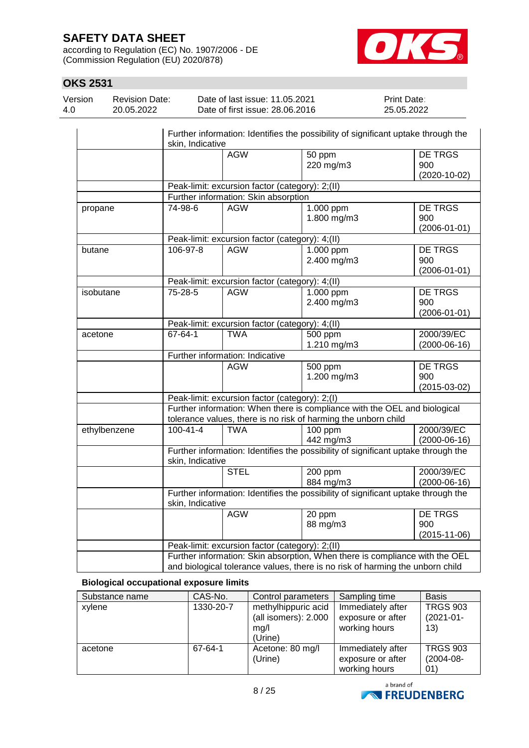| | | | | |
|---|---|---|---|---|
| | Further information: Identifies the possibility of significant uptake through the skin, Indicative | | | |
| | | AGW | 50 ppm<br>220 mg/m3 | DE TRGS 900 (2020-10-02) |
| | Peak-limit: excursion factor (category): 2;(II) | | | |
| | Further information: Skin absorption | | | |
| propane | 74-98-6 | AGW | 1.000 ppm<br>1.800 mg/m3 | DE TRGS 900 (2006-01-01) |
| | Peak-limit: excursion factor (category): 4;(II) | | | |
| butane | 106-97-8 | AGW | 1.000 ppm<br>2.400 mg/m3 | DE TRGS 900 (2006-01-01) |
| | Peak-limit: excursion factor (category): 4;(II) | | | |
| isobutane | 75-28-5 | AGW | 1.000 ppm<br>2.400 mg/m3 | DE TRGS 900 (2006-01-01) |
| | Peak-limit: excursion factor (category): 4;(II) | | | |
| acetone | 67-64-1 | TWA | 500 ppm<br>1.210 mg/m3 | 2000/39/EC (2000-06-16) |
| | Further information: Indicative | | | |
| | | AGW | 500 ppm<br>1.200 mg/m3 | DE TRGS 900 (2015-03-02) |
| | Peak-limit: excursion factor (category): 2;(I) | | | |
| | Further information: When there is compliance with the OEL and biological tolerance values, there is no risk of harming the unborn child | | | |
| ethylbenzene | 100-41-4 | TWA | 100 ppm<br>442 mg/m3 | 2000/39/EC (2000-06-16) |
| | Further information: Identifies the possibility of significant uptake through the skin, Indicative | | | |
| | | STEL | 200 ppm<br>884 mg/m3 | 2000/39/EC (2000-06-16) |
| | Further information: Identifies the possibility of significant uptake through the skin, Indicative | | | |
| | | AGW | 20 ppm<br>88 mg/m3 | DE TRGS 900 (2015-11-06) |
| | Peak-limit: excursion factor (category): 2;(II) | | | |
| | Further information: Skin absorption, When there is compliance with the OEL and biological tolerance values, there is no risk of harming the unborn child | | | |

**Biological occupational exposure limits**

| Substance name | CAS-No. | Control parameters | Sampling time | Basis |
|---|---|---|---|---|
| xylene | 1330-20-7 | methylhippuric acid (all isomers): 2.000 mg/l (Urine) | Immediately after exposure or after working hours | TRGS 903 (2021-01-13) |
| acetone | 67-64-1 | Acetone: 80 mg/l (Urine) | Immediately after exposure or after working hours | TRGS 903 (2004-08-01) |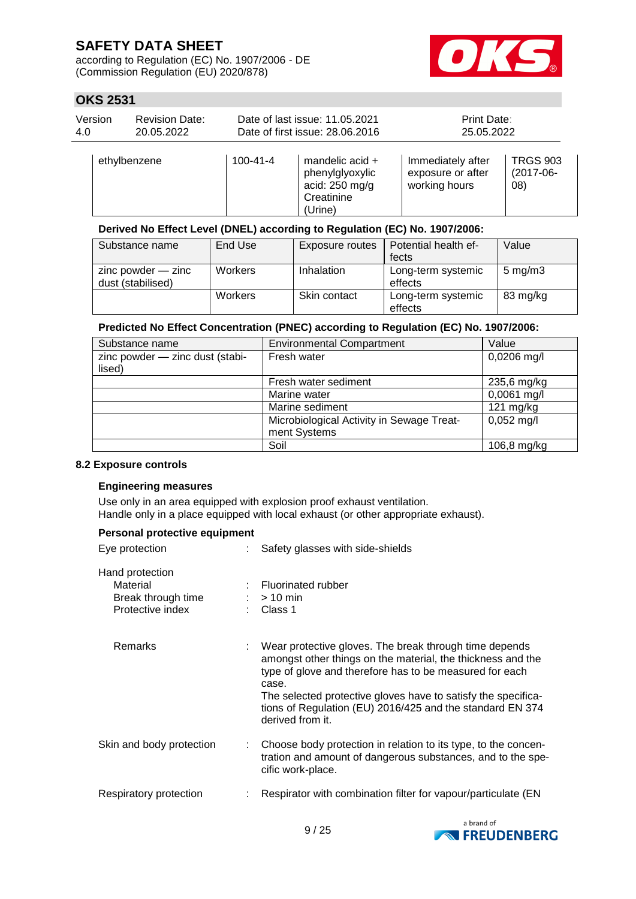| ethylbenzene | 100-41-4 | mandelic acid + phenylglyoxylic acid: 250 mg/g Creatinine (Urine) | Immediately after exposure or after working hours | TRGS 903 (2017-06-08) |
|---|---|---|---|---|

**Derived No Effect Level (DNEL) according to Regulation (EC) No. 1907/2006:**

| Substance name | End Use | Exposure routes | Potential health effects | Value |
|---|---|---|---|---|
| zinc powder — zinc dust (stabilised) | Workers | Inhalation | Long-term systemic effects | 5 mg/m3 |
| | Workers | Skin contact | Long-term systemic effects | 83 mg/kg |

**Predicted No Effect Concentration (PNEC) according to Regulation (EC) No. 1907/2006:**

| Substance name | Environmental Compartment | Value |
|---|---|---|
| zinc powder — zinc dust (stabilised) | Fresh water | 0,0206 mg/l |
| | Fresh water sediment | 235,6 mg/kg |
| | Marine water | 0,0061 mg/l |
| | Marine sediment | 121 mg/kg |
| | Microbiological Activity in Sewage Treatment Systems | 0,052 mg/l |
| | Soil | 106,8 mg/kg |

### 8.2 Exposure controls

**Engineering measures**

Use only in an area equipped with explosion proof exhaust ventilation.
Handle only in a place equipped with local exhaust (or other appropriate exhaust).

**Personal protective equipment**

Eye protection : Safety glasses with side-shields

Hand protection
- Material : Fluorinated rubber
- Break through time : > 10 min
- Protective index : Class 1

Remarks : Wear protective gloves. The break through time depends amongst other things on the material, the thickness and the type of glove and therefore has to be measured for each case.
The selected protective gloves have to satisfy the specifications of Regulation (EU) 2016/425 and the standard EN 374 derived from it.

Skin and body protection : Choose body protection in relation to its type, to the concentration and amount of dangerous substances, and to the specific work-place.

Respiratory protection : Respirator with combination filter for vapour/particulate (EN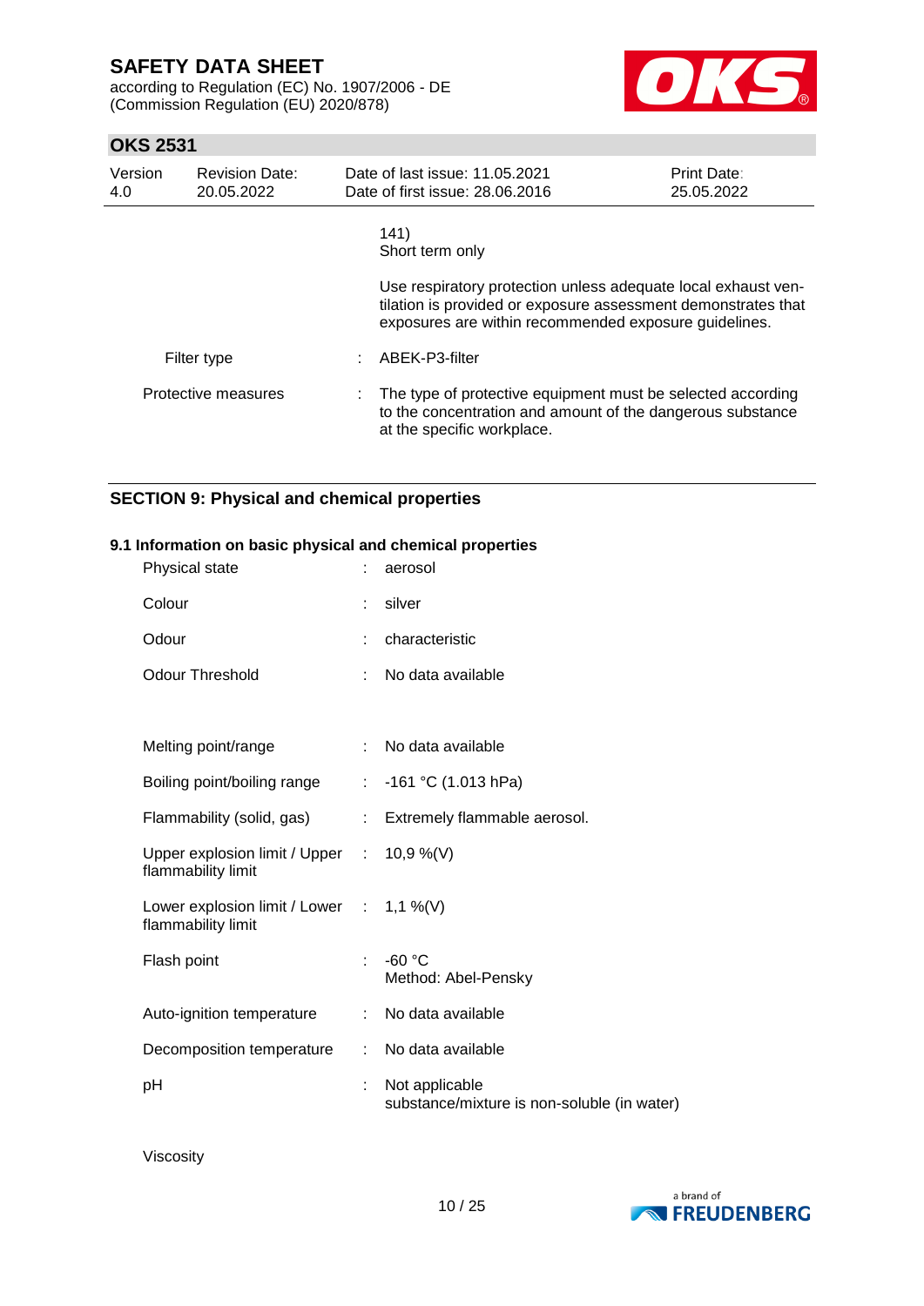141)
Short term only

Use respiratory protection unless adequate local exhaust ventilation is provided or exposure assessment demonstrates that exposures are within recommended exposure guidelines.

| | | |
|---|---|---|
| Filter type | : | ABEK-P3-filter |
| Protective measures | : | The type of protective equipment must be selected according to the concentration and amount of the dangerous substance at the specific workplace. |

## SECTION 9: Physical and chemical properties

### 9.1 Information on basic physical and chemical properties

| | | |
|---|---|---|
| Physical state | : | aerosol |
| Colour | : | silver |
| Odour | : | characteristic |
| Odour Threshold | : | No data available |
| Melting point/range | : | No data available |
| Boiling point/boiling range | : | -161 °C (1.013 hPa) |
| Flammability (solid, gas) | : | Extremely flammable aerosol. |
| Upper explosion limit / Upper flammability limit | : | 10,9 %(V) |
| Lower explosion limit / Lower flammability limit | : | 1,1 %(V) |
| Flash point | : | -60 °C<br>Method: Abel-Pensky |
| Auto-ignition temperature | : | No data available |
| Decomposition temperature | : | No data available |
| pH | : | Not applicable<br>substance/mixture is non-soluble (in water) |

Viscosity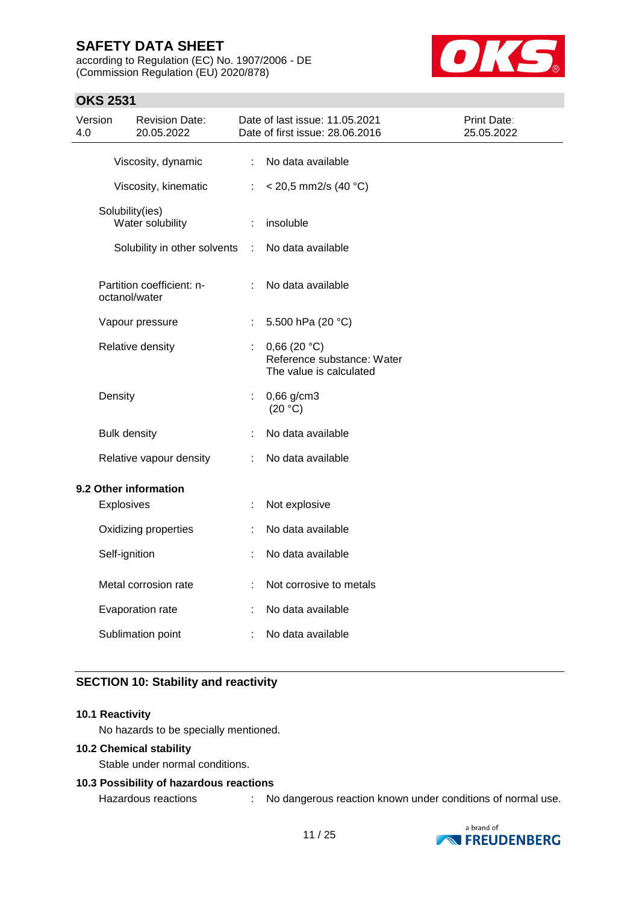| | | |
|---|---|---|
| Viscosity, dynamic | : | No data available |
| Viscosity, kinematic | : | < 20,5 mm2/s (40 °C) |
| Solubility(ies) Water solubility | : | insoluble |
| Solubility in other solvents | : | No data available |
| Partition coefficient: n-octanol/water | : | No data available |
| Vapour pressure | : | 5.500 hPa (20 °C) |
| Relative density | : | 0,66 (20 °C) Reference substance: Water The value is calculated |
| Density | : | 0,66 g/cm3 (20 °C) |
| Bulk density | : | No data available |
| Relative vapour density | : | No data available |

**9.2 Other information**

| | | |
|---|---|---|
| Explosives | : | Not explosive |
| Oxidizing properties | : | No data available |
| Self-ignition | : | No data available |
| Metal corrosion rate | : | Not corrosive to metals |
| Evaporation rate | : | No data available |
| Sublimation point | : | No data available |

## SECTION 10: Stability and reactivity

**10.1 Reactivity**

No hazards to be specially mentioned.

**10.2 Chemical stability**

Stable under normal conditions.

**10.3 Possibility of hazardous reactions**

| | | |
|---|---|---|
| Hazardous reactions | : | No dangerous reaction known under conditions of normal use. |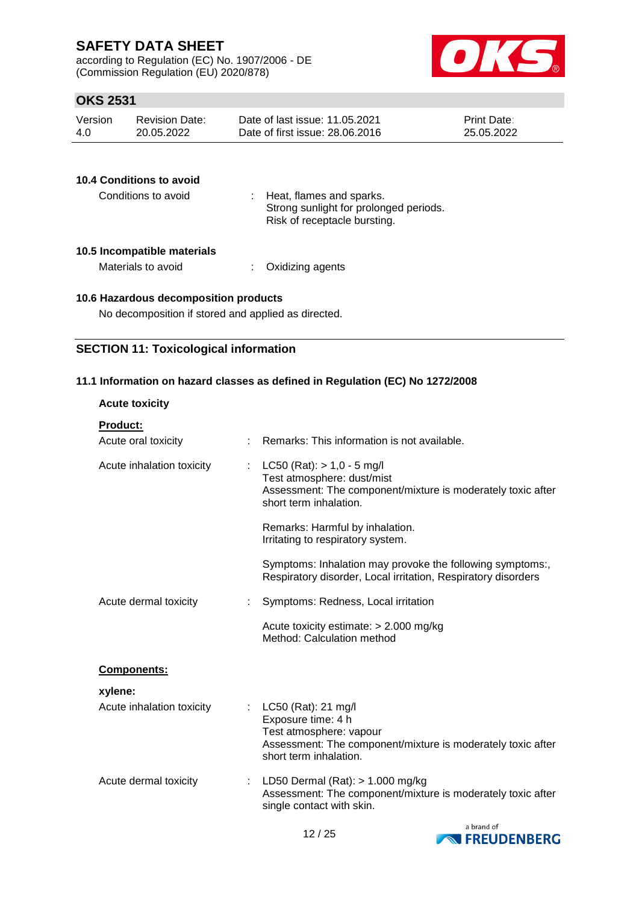#### 10.4 Conditions to avoid

| | | |
|---|---|---|
| Conditions to avoid | : | Heat, flames and sparks.<br>Strong sunlight for prolonged periods.<br>Risk of receptacle bursting. |

#### 10.5 Incompatible materials

| | | |
|---|---|---|
| Materials to avoid | : | Oxidizing agents |

#### 10.6 Hazardous decomposition products

No decomposition if stored and applied as directed.

## SECTION 11: Toxicological information

### 11.1 Information on hazard classes as defined in Regulation (EC) No 1272/2008

**Acute toxicity**

**Product:**

| | | |
|---|---|---|
| Acute oral toxicity | : | Remarks: This information is not available. |
| Acute inhalation toxicity | : | LC50 (Rat): > 1,0 - 5 mg/l<br>Test atmosphere: dust/mist<br>Assessment: The component/mixture is moderately toxic after short term inhalation.<br><br>Remarks: Harmful by inhalation.<br>Irritating to respiratory system.<br><br>Symptoms: Inhalation may provoke the following symptoms:, Respiratory disorder, Local irritation, Respiratory disorders |
| Acute dermal toxicity | : | Symptoms: Redness, Local irritation<br><br>Acute toxicity estimate: > 2.000 mg/kg<br>Method: Calculation method |

**Components:**

**xylene:**

| | | |
|---|---|---|
| Acute inhalation toxicity | : | LC50 (Rat): 21 mg/l<br>Exposure time: 4 h<br>Test atmosphere: vapour<br>Assessment: The component/mixture is moderately toxic after short term inhalation. |
| Acute dermal toxicity | : | LD50 Dermal (Rat): > 1.000 mg/kg<br>Assessment: The component/mixture is moderately toxic after single contact with skin. |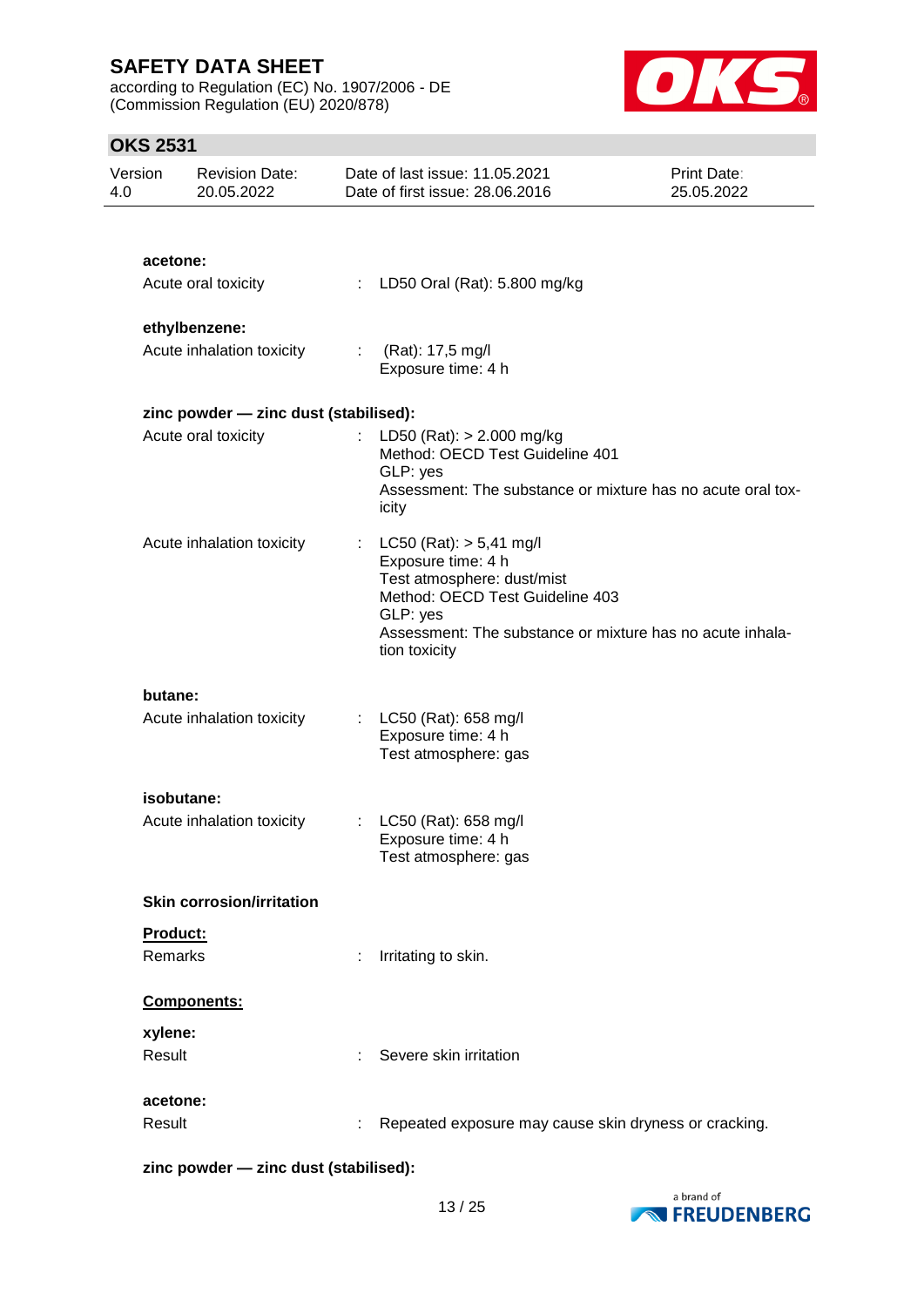**acetone:**

Acute oral toxicity : LD50 Oral (Rat): 5.800 mg/kg

**ethylbenzene:**

Acute inhalation toxicity : (Rat): 17,5 mg/l
Exposure time: 4 h

**zinc powder — zinc dust (stabilised):**

Acute oral toxicity : LD50 (Rat): > 2.000 mg/kg
Method: OECD Test Guideline 401
GLP: yes
Assessment: The substance or mixture has no acute oral toxicity

Acute inhalation toxicity : LC50 (Rat): > 5,41 mg/l
Exposure time: 4 h
Test atmosphere: dust/mist
Method: OECD Test Guideline 403
GLP: yes
Assessment: The substance or mixture has no acute inhalation toxicity

**butane:**

Acute inhalation toxicity : LC50 (Rat): 658 mg/l
Exposure time: 4 h
Test atmosphere: gas

**isobutane:**

Acute inhalation toxicity : LC50 (Rat): 658 mg/l
Exposure time: 4 h
Test atmosphere: gas

**Skin corrosion/irritation**

**Product:**

Remarks : Irritating to skin.

**Components:**

**xylene:**

Result : Severe skin irritation

**acetone:**

Result : Repeated exposure may cause skin dryness or cracking.

**zinc powder — zinc dust (stabilised):**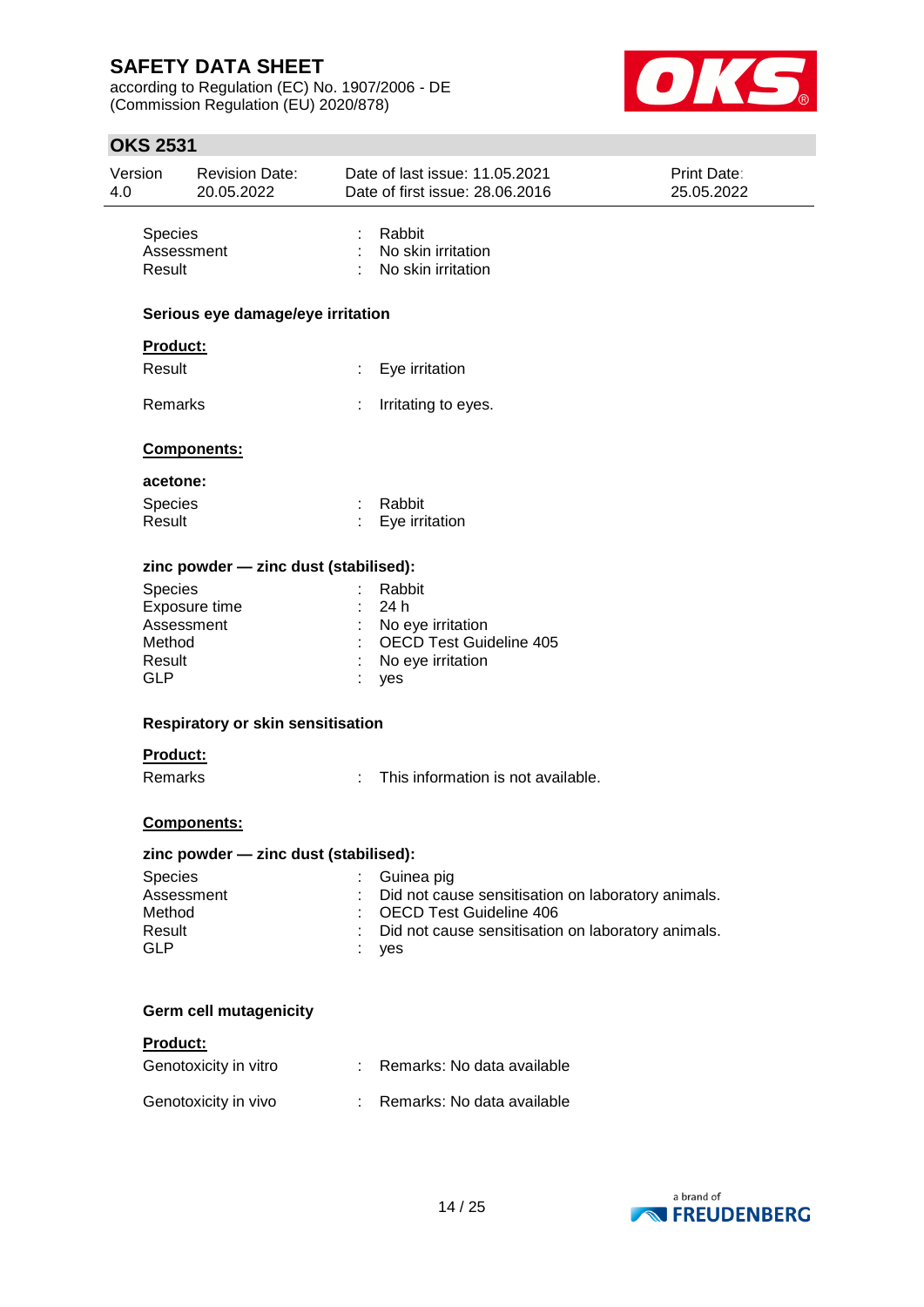| | | |
|---|---|---|
| Species | : | Rabbit |
| Assessment | : | No skin irritation |
| Result | : | No skin irritation |

**Serious eye damage/eye irritation**

**Product:**

| | | |
|---|---|---|
| Result | : | Eye irritation |
| Remarks | : | Irritating to eyes. |

**Components:**

**acetone:**

| | | |
|---|---|---|
| Species | : | Rabbit |
| Result | : | Eye irritation |

**zinc powder — zinc dust (stabilised):**

| | | |
|---|---|---|
| Species | : | Rabbit |
| Exposure time | : | 24 h |
| Assessment | : | No eye irritation |
| Method | : | OECD Test Guideline 405 |
| Result | : | No eye irritation |
| GLP | : | yes |

**Respiratory or skin sensitisation**

**Product:**

| | | |
|---|---|---|
| Remarks | : | This information is not available. |

**Components:**

**zinc powder — zinc dust (stabilised):**

| | | |
|---|---|---|
| Species | : | Guinea pig |
| Assessment | : | Did not cause sensitisation on laboratory animals. |
| Method | : | OECD Test Guideline 406 |
| Result | : | Did not cause sensitisation on laboratory animals. |
| GLP | : | yes |

**Germ cell mutagenicity**

**Product:**

| | | |
|---|---|---|
| Genotoxicity in vitro | : | Remarks: No data available |
| Genotoxicity in vivo | : | Remarks: No data available |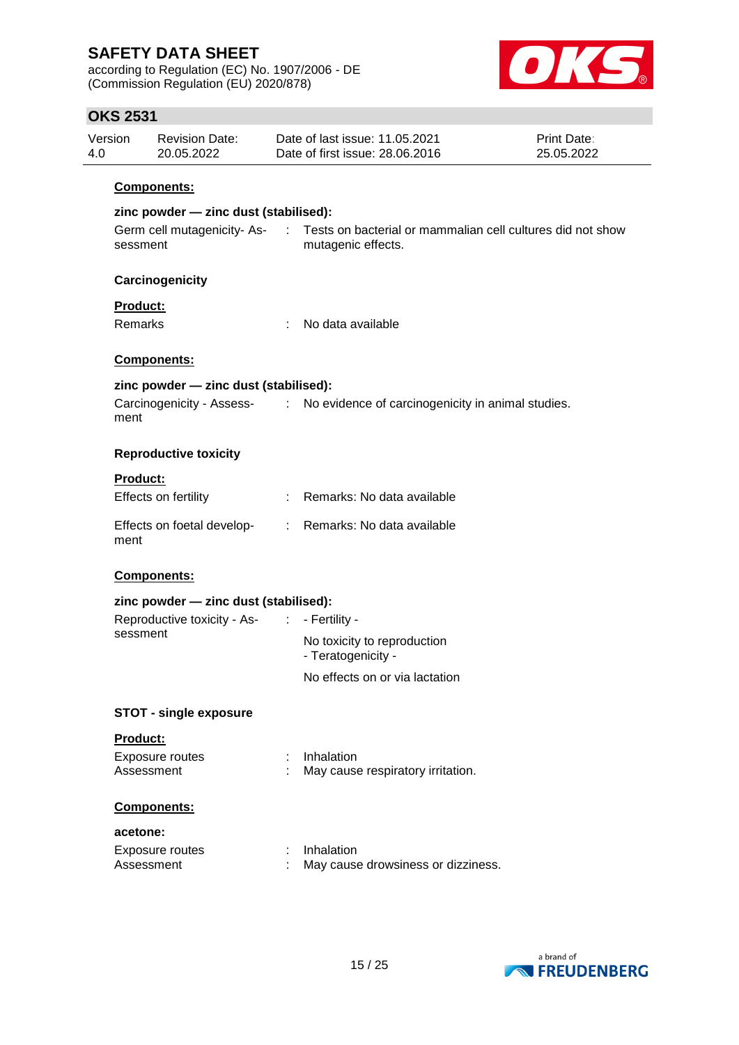**Components:**

**zinc powder — zinc dust (stabilised):**

Germ cell mutagenicity- Assessment : Tests on bacterial or mammalian cell cultures did not show mutagenic effects.

### Carcinogenicity

**Product:**

Remarks : No data available

**Components:**

**zinc powder — zinc dust (stabilised):**

Carcinogenicity - Assessment : No evidence of carcinogenicity in animal studies.

### Reproductive toxicity

**Product:**

Effects on fertility : Remarks: No data available

Effects on foetal development : Remarks: No data available

**Components:**

**zinc powder — zinc dust (stabilised):**

Reproductive toxicity - Assessment : - Fertility -

No toxicity to reproduction
- Teratogenicity -

No effects on or via lactation

### STOT - single exposure

**Product:**

Exposure routes : Inhalation
Assessment : May cause respiratory irritation.

**Components:**

**acetone:**

Exposure routes : Inhalation
Assessment : May cause drowsiness or dizziness.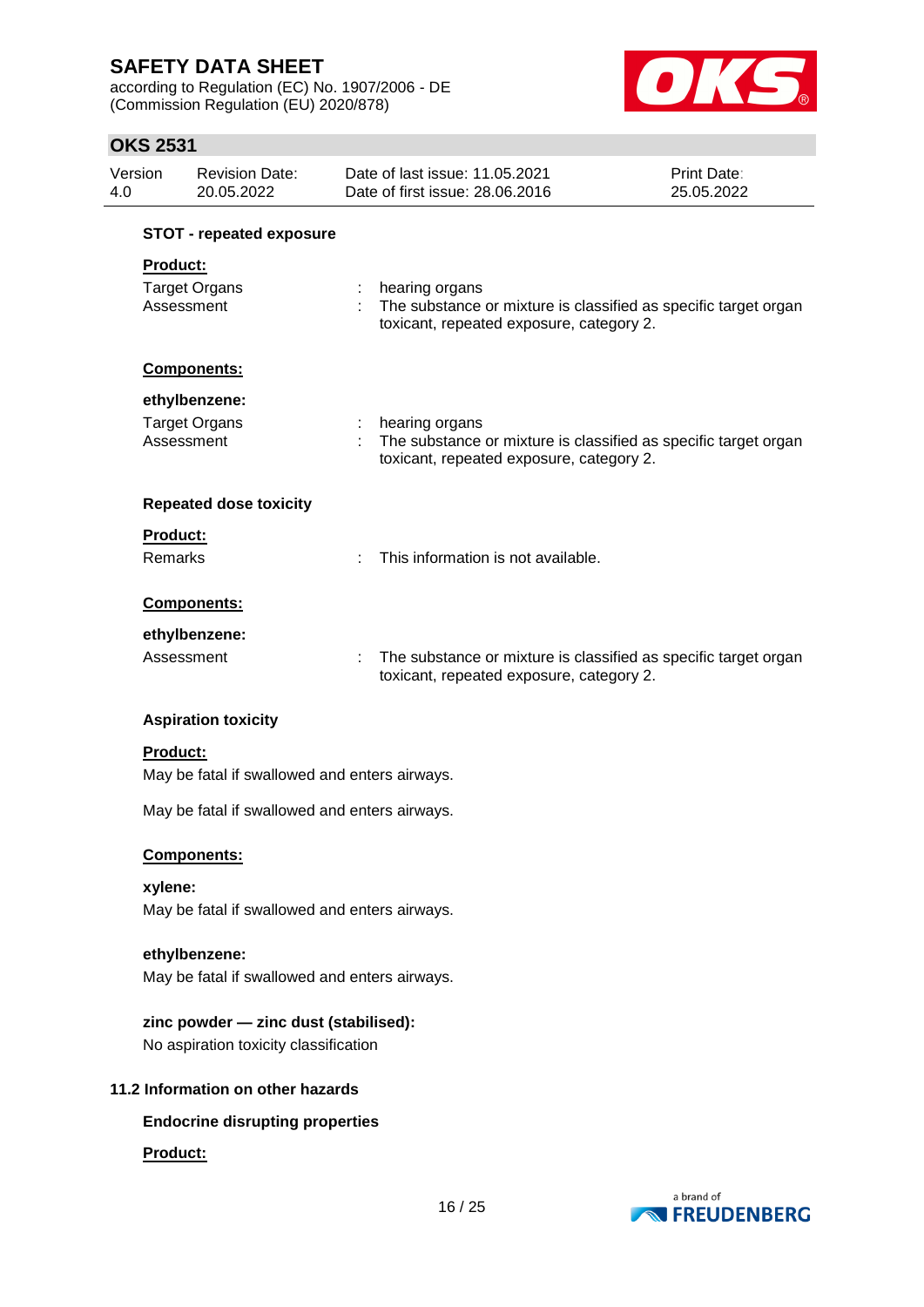**STOT - repeated exposure**

**Product:**

Target Organs : hearing organs
Assessment : The substance or mixture is classified as specific target organ toxicant, repeated exposure, category 2.

**Components:**

**ethylbenzene:**

Target Organs : hearing organs
Assessment : The substance or mixture is classified as specific target organ toxicant, repeated exposure, category 2.

**Repeated dose toxicity**

**Product:**

Remarks : This information is not available.

**Components:**

**ethylbenzene:**

Assessment : The substance or mixture is classified as specific target organ toxicant, repeated exposure, category 2.

**Aspiration toxicity**

**Product:**

May be fatal if swallowed and enters airways.

May be fatal if swallowed and enters airways.

**Components:**

**xylene:**

May be fatal if swallowed and enters airways.

**ethylbenzene:**

May be fatal if swallowed and enters airways.

**zinc powder — zinc dust (stabilised):**

No aspiration toxicity classification

**11.2 Information on other hazards**

**Endocrine disrupting properties**

**Product:**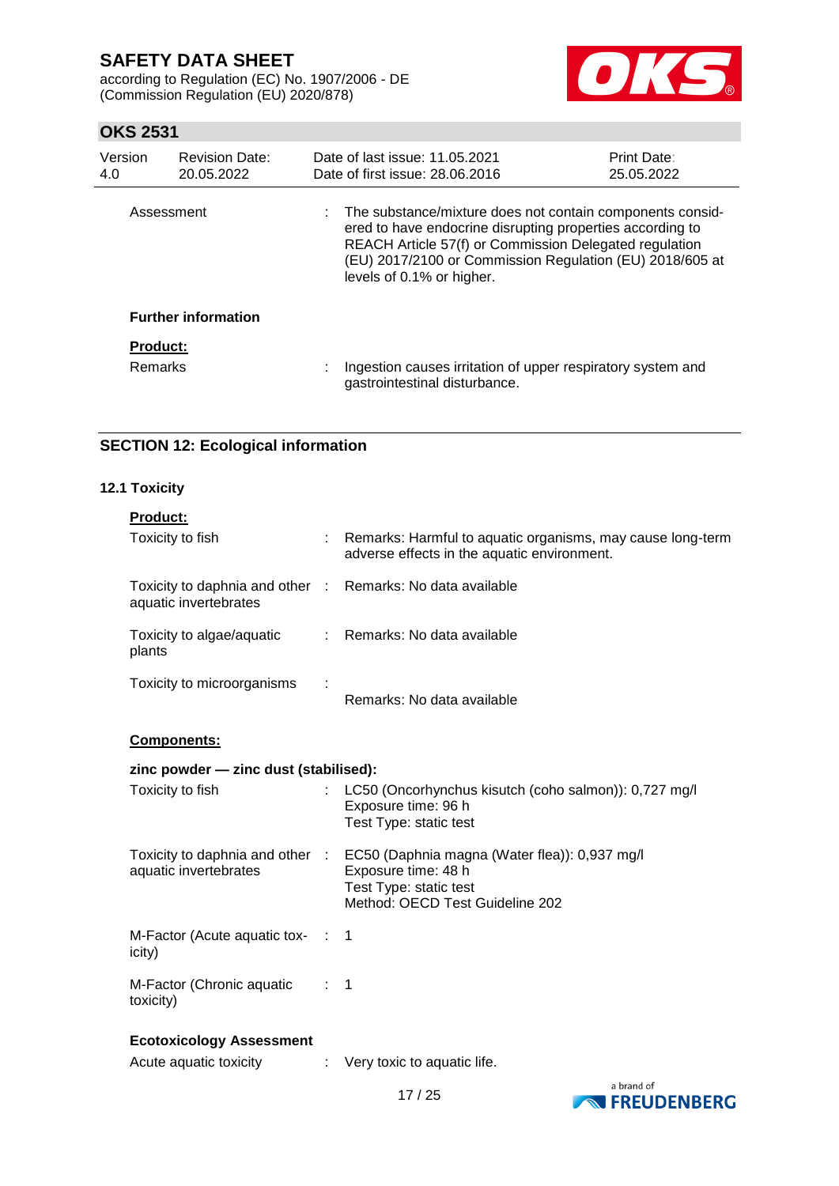| | | |
|---|---|---|
| Assessment | : | The substance/mixture does not contain components considered to have endocrine disrupting properties according to REACH Article 57(f) or Commission Delegated regulation (EU) 2017/2100 or Commission Regulation (EU) 2018/605 at levels of 0.1% or higher. |

**Further information**

**Product:**

| | | |
|---|---|---|
| Remarks | : | Ingestion causes irritation of upper respiratory system and gastrointestinal disturbance. |

## SECTION 12: Ecological information

### 12.1 Toxicity

**Product:**

| | | |
|---|---|---|
| Toxicity to fish | : | Remarks: Harmful to aquatic organisms, may cause long-term adverse effects in the aquatic environment. |
| Toxicity to daphnia and other aquatic invertebrates | : | Remarks: No data available |
| Toxicity to algae/aquatic plants | : | Remarks: No data available |
| Toxicity to microorganisms | : | Remarks: No data available |

**Components:**

**zinc powder — zinc dust (stabilised):**

| | | |
|---|---|---|
| Toxicity to fish | : | LC50 (Oncorhynchus kisutch (coho salmon)): 0,727 mg/l<br>Exposure time: 96 h<br>Test Type: static test |
| Toxicity to daphnia and other aquatic invertebrates | : | EC50 (Daphnia magna (Water flea)): 0,937 mg/l<br>Exposure time: 48 h<br>Test Type: static test<br>Method: OECD Test Guideline 202 |
| M-Factor (Acute aquatic toxicity) | : | 1 |
| M-Factor (Chronic aquatic toxicity) | : | 1 |

**Ecotoxicology Assessment**

| | | |
|---|---|---|
| Acute aquatic toxicity | : | Very toxic to aquatic life. |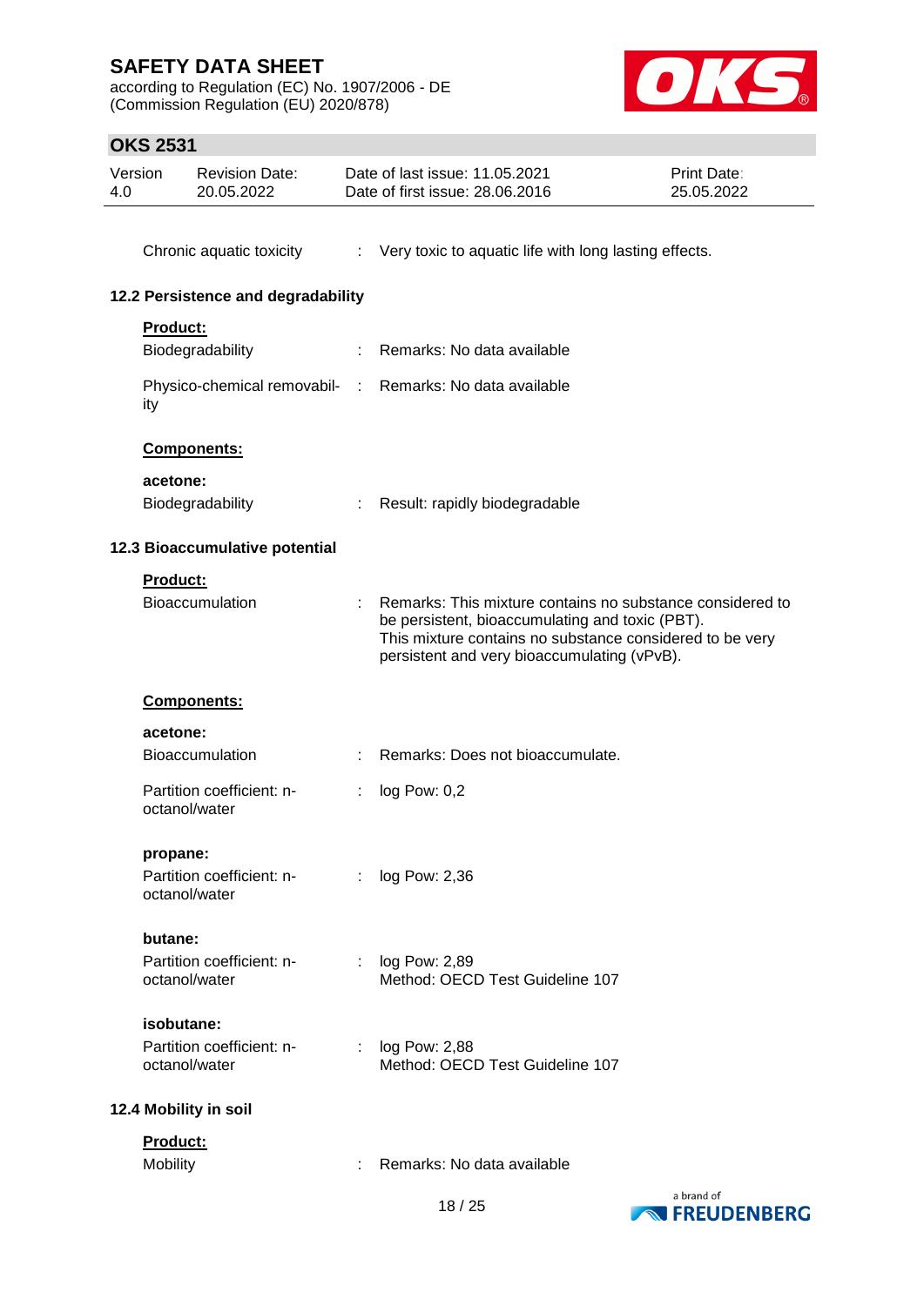Chronic aquatic toxicity : Very toxic to aquatic life with long lasting effects.

### 12.2 Persistence and degradability

**Product:**

Biodegradability : Remarks: No data available

Physico-chemical removability : Remarks: No data available

**Components:**

**acetone:**

Biodegradability : Result: rapidly biodegradable

### 12.3 Bioaccumulative potential

**Product:**

Bioaccumulation : Remarks: This mixture contains no substance considered to be persistent, bioaccumulating and toxic (PBT). This mixture contains no substance considered to be very persistent and very bioaccumulating (vPvB).

**Components:**

**acetone:**

Bioaccumulation : Remarks: Does not bioaccumulate.

Partition coefficient: n-octanol/water : log Pow: 0,2

**propane:**

Partition coefficient: n-octanol/water : log Pow: 2,36

**butane:**

Partition coefficient: n-octanol/water : log Pow: 2,89
Method: OECD Test Guideline 107

**isobutane:**

Partition coefficient: n-octanol/water : log Pow: 2,88
Method: OECD Test Guideline 107

### 12.4 Mobility in soil

**Product:**

Mobility : Remarks: No data available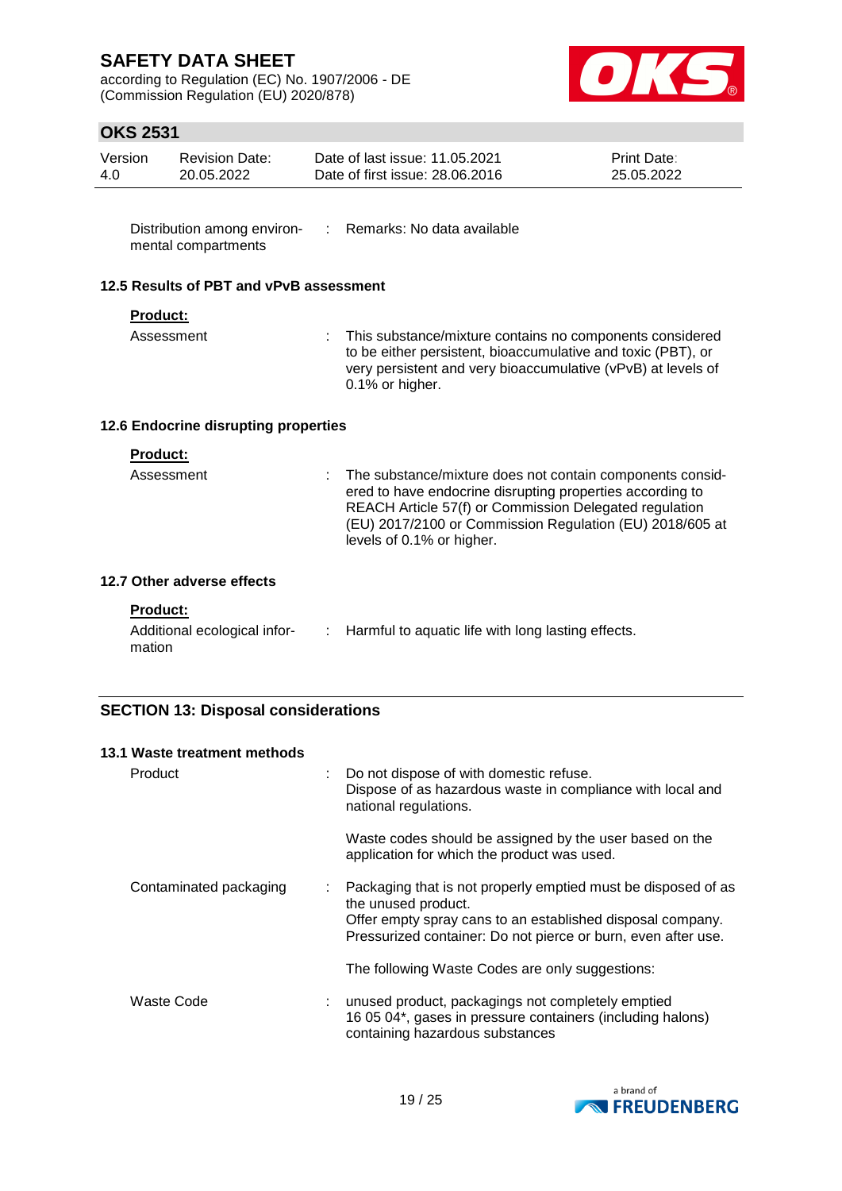| | | |
|---|---|---|
| Distribution among environmental compartments | : | Remarks: No data available |

### 12.5 Results of PBT and vPvB assessment

**Product:**

| | | |
|---|---|---|
| Assessment | : | This substance/mixture contains no components considered to be either persistent, bioaccumulative and toxic (PBT), or very persistent and very bioaccumulative (vPvB) at levels of 0.1% or higher. |

### 12.6 Endocrine disrupting properties

**Product:**

| | | |
|---|---|---|
| Assessment | : | The substance/mixture does not contain components considered to have endocrine disrupting properties according to REACH Article 57(f) or Commission Delegated regulation (EU) 2017/2100 or Commission Regulation (EU) 2018/605 at levels of 0.1% or higher. |

### 12.7 Other adverse effects

**Product:**

| | | |
|---|---|---|
| Additional ecological information | : | Harmful to aquatic life with long lasting effects. |

## SECTION 13: Disposal considerations

### 13.1 Waste treatment methods

| | | |
|---|---|---|
| Product | : | Do not dispose of with domestic refuse.<br>Dispose of as hazardous waste in compliance with local and national regulations.<br><br>Waste codes should be assigned by the user based on the application for which the product was used. |
| Contaminated packaging | : | Packaging that is not properly emptied must be disposed of as the unused product.<br>Offer empty spray cans to an established disposal company.<br>Pressurized container: Do not pierce or burn, even after use.<br><br>The following Waste Codes are only suggestions: |
| Waste Code | : | unused product, packagings not completely emptied<br>16 05 04*, gases in pressure containers (including halons) containing hazardous substances |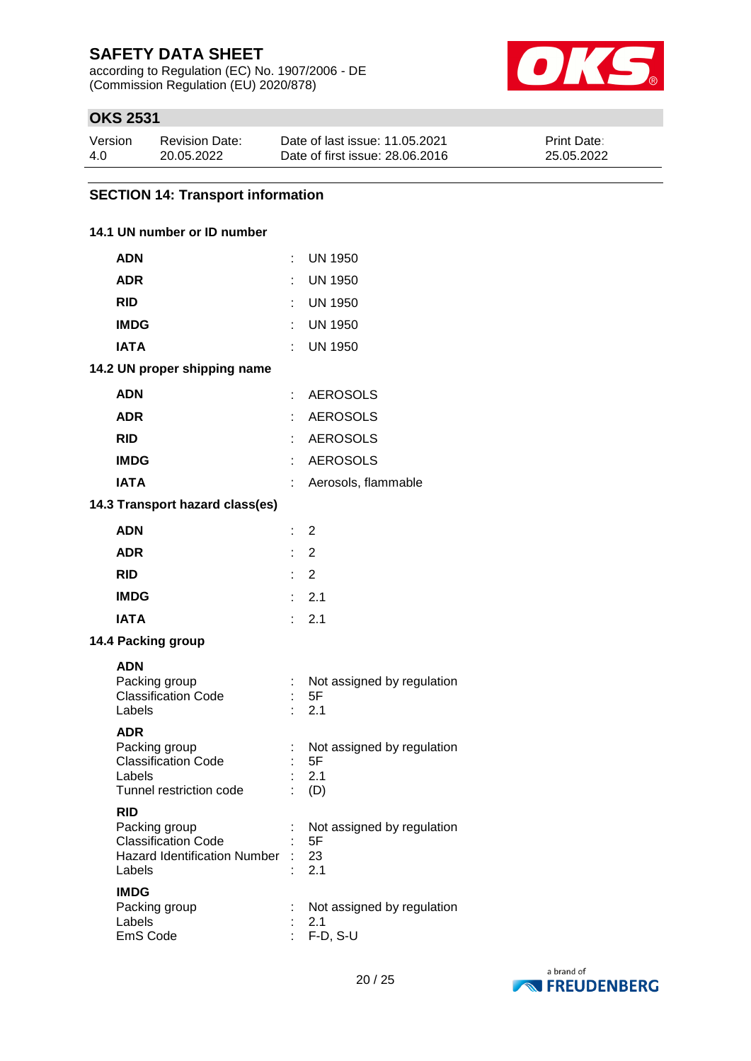## SECTION 14: Transport information

### 14.1 UN number or ID number

| | | |
|---|---|---|
| **ADN** | : | UN 1950 |
| **ADR** | : | UN 1950 |
| **RID** | : | UN 1950 |
| **IMDG** | : | UN 1950 |
| **IATA** | : | UN 1950 |

### 14.2 UN proper shipping name

| | | |
|---|---|---|
| **ADN** | : | AEROSOLS |
| **ADR** | : | AEROSOLS |
| **RID** | : | AEROSOLS |
| **IMDG** | : | AEROSOLS |
| **IATA** | : | Aerosols, flammable |

### 14.3 Transport hazard class(es)

| | | |
|---|---|---|
| **ADN** | : | 2 |
| **ADR** | : | 2 |
| **RID** | : | 2 |
| **IMDG** | : | 2.1 |
| **IATA** | : | 2.1 |

### 14.4 Packing group

**ADN**

| | | |
|---|---|---|
| Packing group | : | Not assigned by regulation |
| Classification Code | : | 5F |
| Labels | : | 2.1 |

**ADR**

| | | |
|---|---|---|
| Packing group | : | Not assigned by regulation |
| Classification Code | : | 5F |
| Labels | : | 2.1 |
| Tunnel restriction code | : | (D) |

**RID**

| | | |
|---|---|---|
| Packing group | : | Not assigned by regulation |
| Classification Code | : | 5F |
| Hazard Identification Number | : | 23 |
| Labels | : | 2.1 |

**IMDG**

| | | |
|---|---|---|
| Packing group | : | Not assigned by regulation |
| Labels | : | 2.1 |
| EmS Code | : | F-D, S-U |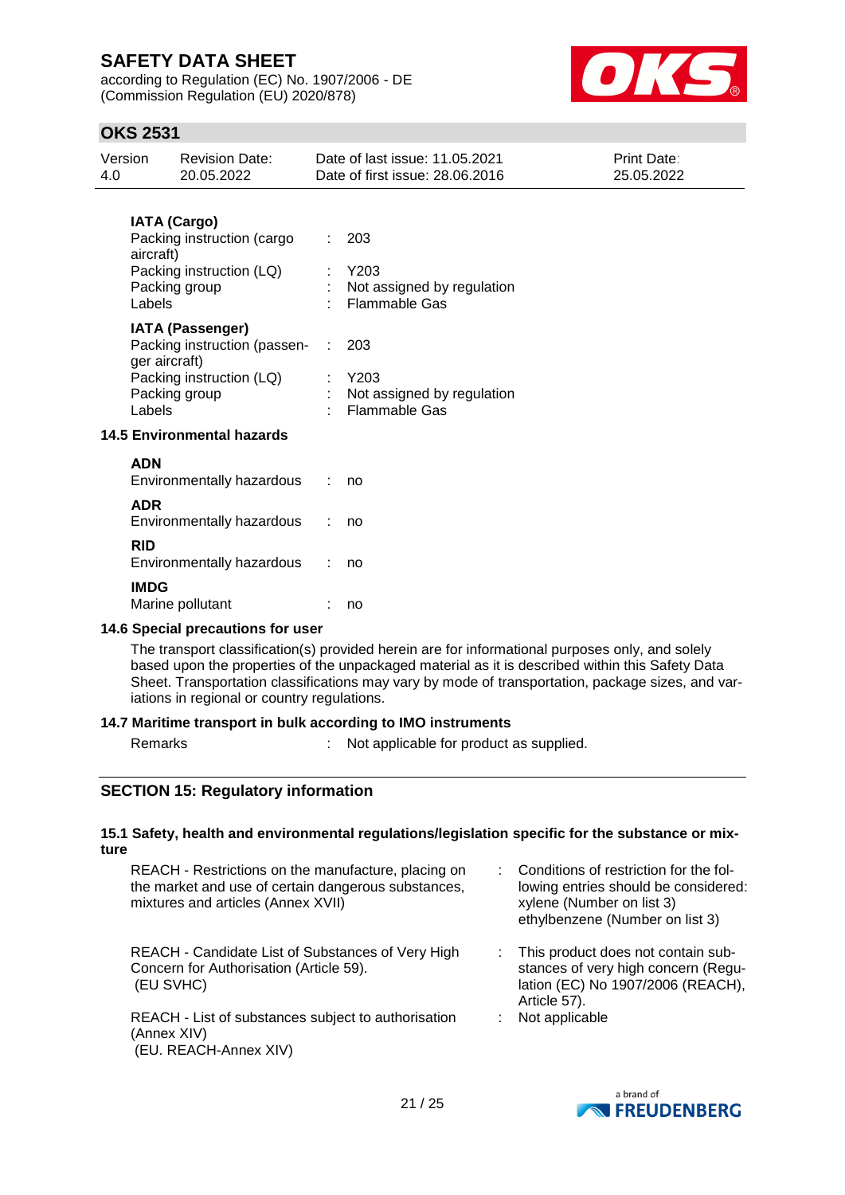**IATA (Cargo)**

| | | |
|---|---|---|
| Packing instruction (cargo aircraft) | : | 203 |
| Packing instruction (LQ) | : | Y203 |
| Packing group | : | Not assigned by regulation |
| Labels | : | Flammable Gas |

**IATA (Passenger)**

| | | |
|---|---|---|
| Packing instruction (passenger aircraft) | : | 203 |
| Packing instruction (LQ) | : | Y203 |
| Packing group | : | Not assigned by regulation |
| Labels | : | Flammable Gas |

### 14.5 Environmental hazards

**ADN**

Environmentally hazardous : no

**ADR**

Environmentally hazardous : no

**RID**

Environmentally hazardous : no

**IMDG**

Marine pollutant : no

### 14.6 Special precautions for user

The transport classification(s) provided herein are for informational purposes only, and solely based upon the properties of the unpackaged material as it is described within this Safety Data Sheet. Transportation classifications may vary by mode of transportation, package sizes, and variations in regional or country regulations.

### 14.7 Maritime transport in bulk according to IMO instruments

Remarks : Not applicable for product as supplied.

## SECTION 15: Regulatory information

### 15.1 Safety, health and environmental regulations/legislation specific for the substance or mixture

| | | |
|---|---|---|
| REACH - Restrictions on the manufacture, placing on the market and use of certain dangerous substances, mixtures and articles (Annex XVII) | : | Conditions of restriction for the following entries should be considered: xylene (Number on list 3) ethylbenzene (Number on list 3) |
| REACH - Candidate List of Substances of Very High Concern for Authorisation (Article 59). (EU SVHC) | : | This product does not contain substances of very high concern (Regulation (EC) No 1907/2006 (REACH), Article 57). |
| REACH - List of substances subject to authorisation (Annex XIV) (EU. REACH-Annex XIV) | : | Not applicable |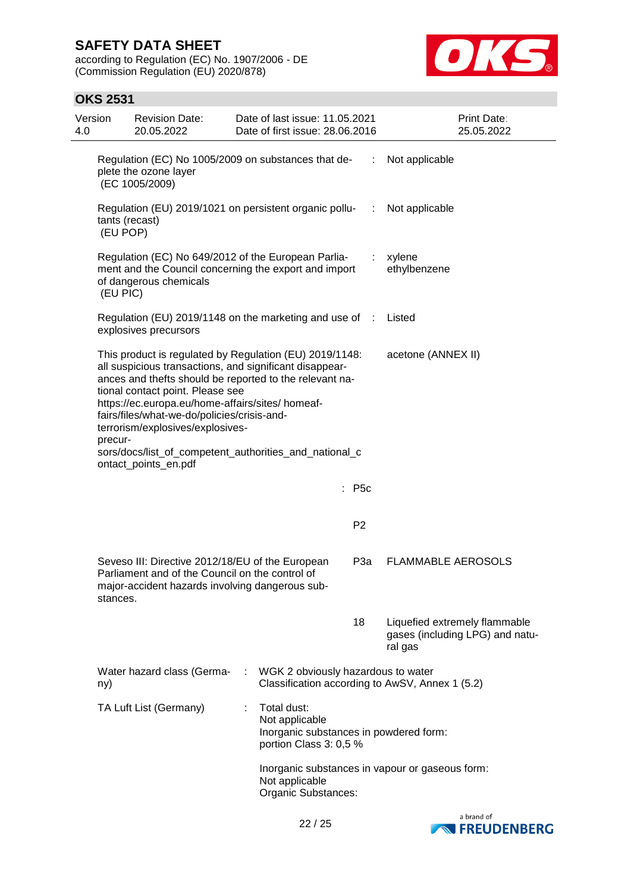| | | |
|---|---|---|
| Regulation (EC) No 1005/2009 on substances that deplete the ozone layer (EC 1005/2009) | : | Not applicable |
| Regulation (EU) 2019/1021 on persistent organic pollutants (recast) (EU POP) | : | Not applicable |
| Regulation (EC) No 649/2012 of the European Parliament and the Council concerning the export and import of dangerous chemicals (EU PIC) | : | xylene<br>ethylbenzene |
| Regulation (EU) 2019/1148 on the marketing and use of explosives precursors | : | Listed |
| This product is regulated by Regulation (EU) 2019/1148: all suspicious transactions, and significant disappearances and thefts should be reported to the relevant national contact point. Please see https://ec.europa.eu/home-affairs/sites/ homeaffairs/files/what-we-do/policies/crisis-and-terrorism/explosives/explosives-precursors/docs/list_of_competent_authorities_and_national_contact_points_en.pdf | | acetone (ANNEX II) |
| | : P5c | |
| | P2 | |
| Seveso III: Directive 2012/18/EU of the European Parliament and of the Council on the control of major-accident hazards involving dangerous substances. | P3a | FLAMMABLE AEROSOLS |
| | 18 | Liquefied extremely flammable gases (including LPG) and natural gas |

Water hazard class (Germany) : WGK 2 obviously hazardous to water
Classification according to AwSV, Annex 1 (5.2)

TA Luft List (Germany) : Total dust:
Not applicable
Inorganic substances in powdered form:
portion Class 3: 0,5 %

Inorganic substances in vapour or gaseous form:
Not applicable
Organic Substances: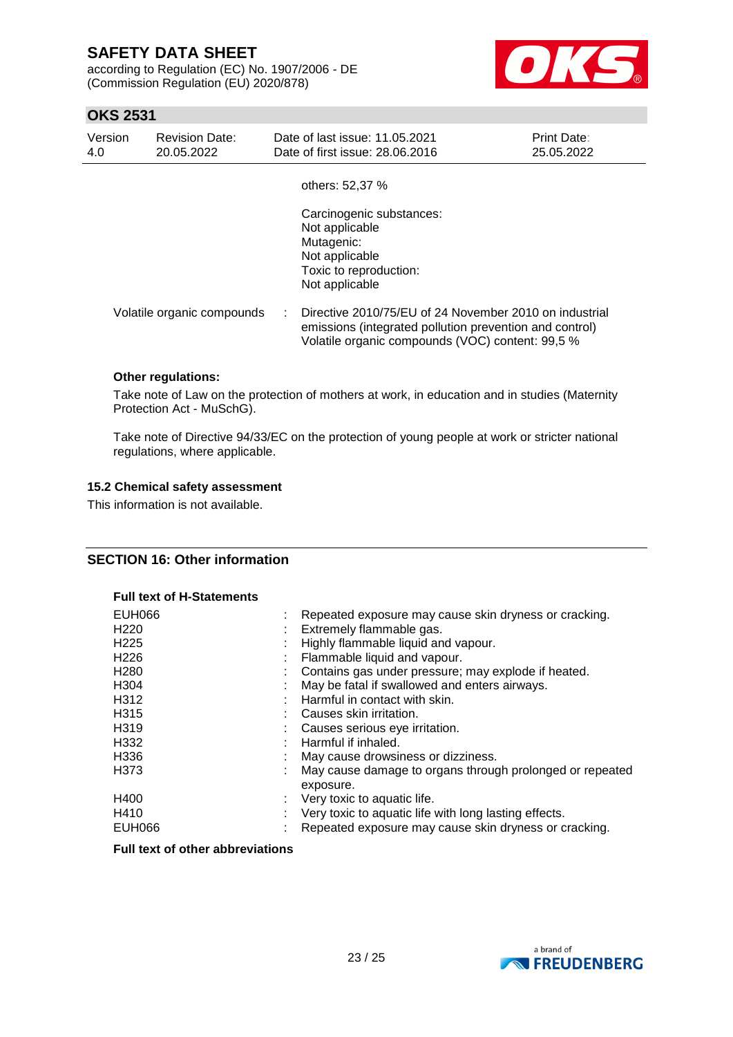others: 52,37 %

Carcinogenic substances:
Not applicable
Mutagenic:
Not applicable
Toxic to reproduction:
Not applicable

Volatile organic compounds : Directive 2010/75/EU of 24 November 2010 on industrial emissions (integrated pollution prevention and control)
Volatile organic compounds (VOC) content: 99,5 %

**Other regulations:**

Take note of Law on the protection of mothers at work, in education and in studies (Maternity Protection Act - MuSchG).

Take note of Directive 94/33/EC on the protection of young people at work or stricter national regulations, where applicable.

### 15.2 Chemical safety assessment

This information is not available.

## SECTION 16: Other information

**Full text of H-Statements**

| | | |
|---|---|---|
| EUH066 | : | Repeated exposure may cause skin dryness or cracking. |
| H220 | : | Extremely flammable gas. |
| H225 | : | Highly flammable liquid and vapour. |
| H226 | : | Flammable liquid and vapour. |
| H280 | : | Contains gas under pressure; may explode if heated. |
| H304 | : | May be fatal if swallowed and enters airways. |
| H312 | : | Harmful in contact with skin. |
| H315 | : | Causes skin irritation. |
| H319 | : | Causes serious eye irritation. |
| H332 | : | Harmful if inhaled. |
| H336 | : | May cause drowsiness or dizziness. |
| H373 | : | May cause damage to organs through prolonged or repeated exposure. |
| H400 | : | Very toxic to aquatic life. |
| H410 | : | Very toxic to aquatic life with long lasting effects. |
| EUH066 | : | Repeated exposure may cause skin dryness or cracking. |

**Full text of other abbreviations**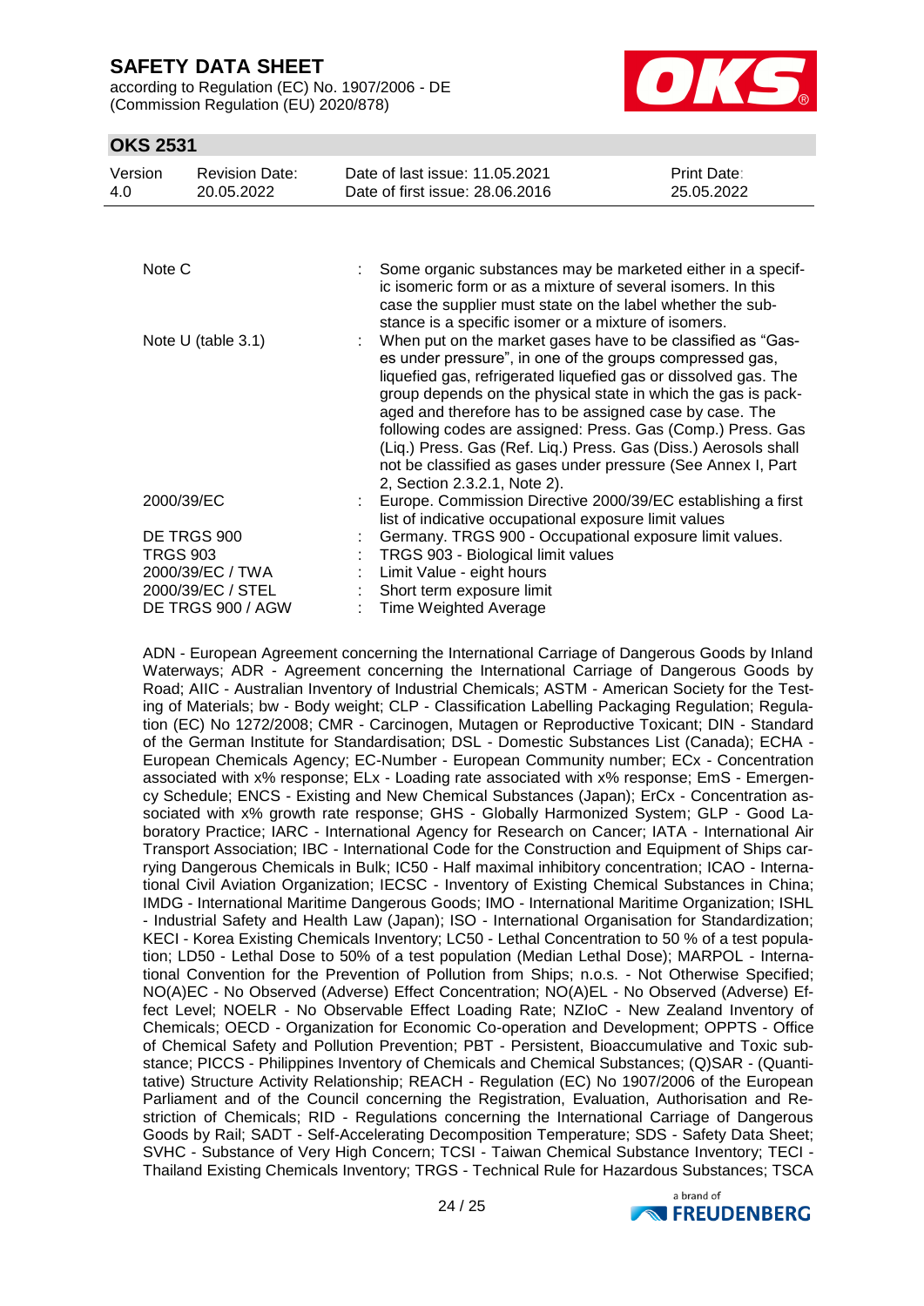| | | |
|---|---|---|
| Note C | : | Some organic substances may be marketed either in a specific isomeric form or as a mixture of several isomers. In this case the supplier must state on the label whether the substance is a specific isomer or a mixture of isomers. |
| Note U (table 3.1) | : | When put on the market gases have to be classified as "Gases under pressure", in one of the groups compressed gas, liquefied gas, refrigerated liquefied gas or dissolved gas. The group depends on the physical state in which the gas is packaged and therefore has to be assigned case by case. The following codes are assigned: Press. Gas (Comp.) Press. Gas (Liq.) Press. Gas (Ref. Liq.) Press. Gas (Diss.) Aerosols shall not be classified as gases under pressure (See Annex I, Part 2, Section 2.3.2.1, Note 2). |
| 2000/39/EC | : | Europe. Commission Directive 2000/39/EC establishing a first list of indicative occupational exposure limit values |
| DE TRGS 900 | : | Germany. TRGS 900 - Occupational exposure limit values. |
| TRGS 903 | : | TRGS 903 - Biological limit values |
| 2000/39/EC / TWA | : | Limit Value - eight hours |
| 2000/39/EC / STEL | : | Short term exposure limit |
| DE TRGS 900 / AGW | : | Time Weighted Average |

ADN - European Agreement concerning the International Carriage of Dangerous Goods by Inland Waterways; ADR - Agreement concerning the International Carriage of Dangerous Goods by Road; AIIC - Australian Inventory of Industrial Chemicals; ASTM - American Society for the Testing of Materials; bw - Body weight; CLP - Classification Labelling Packaging Regulation; Regulation (EC) No 1272/2008; CMR - Carcinogen, Mutagen or Reproductive Toxicant; DIN - Standard of the German Institute for Standardisation; DSL - Domestic Substances List (Canada); ECHA - European Chemicals Agency; EC-Number - European Community number; ECx - Concentration associated with x% response; ELx - Loading rate associated with x% response; EmS - Emergency Schedule; ENCS - Existing and New Chemical Substances (Japan); ErCx - Concentration associated with x% growth rate response; GHS - Globally Harmonized System; GLP - Good Laboratory Practice; IARC - International Agency for Research on Cancer; IATA - International Air Transport Association; IBC - International Code for the Construction and Equipment of Ships carrying Dangerous Chemicals in Bulk; IC50 - Half maximal inhibitory concentration; ICAO - International Civil Aviation Organization; IECSC - Inventory of Existing Chemical Substances in China; IMDG - International Maritime Dangerous Goods; IMO - International Maritime Organization; ISHL - Industrial Safety and Health Law (Japan); ISO - International Organisation for Standardization; KECI - Korea Existing Chemicals Inventory; LC50 - Lethal Concentration to 50 % of a test population; LD50 - Lethal Dose to 50% of a test population (Median Lethal Dose); MARPOL - International Convention for the Prevention of Pollution from Ships; n.o.s. - Not Otherwise Specified; NO(A)EC - No Observed (Adverse) Effect Concentration; NO(A)EL - No Observed (Adverse) Effect Level; NOELR - No Observable Effect Loading Rate; NZIoC - New Zealand Inventory of Chemicals; OECD - Organization for Economic Co-operation and Development; OPPTS - Office of Chemical Safety and Pollution Prevention; PBT - Persistent, Bioaccumulative and Toxic substance; PICCS - Philippines Inventory of Chemicals and Chemical Substances; (Q)SAR - (Quantitative) Structure Activity Relationship; REACH - Regulation (EC) No 1907/2006 of the European Parliament and of the Council concerning the Registration, Evaluation, Authorisation and Restriction of Chemicals; RID - Regulations concerning the International Carriage of Dangerous Goods by Rail; SADT - Self-Accelerating Decomposition Temperature; SDS - Safety Data Sheet; SVHC - Substance of Very High Concern; TCSI - Taiwan Chemical Substance Inventory; TECI - Thailand Existing Chemicals Inventory; TRGS - Technical Rule for Hazardous Substances; TSCA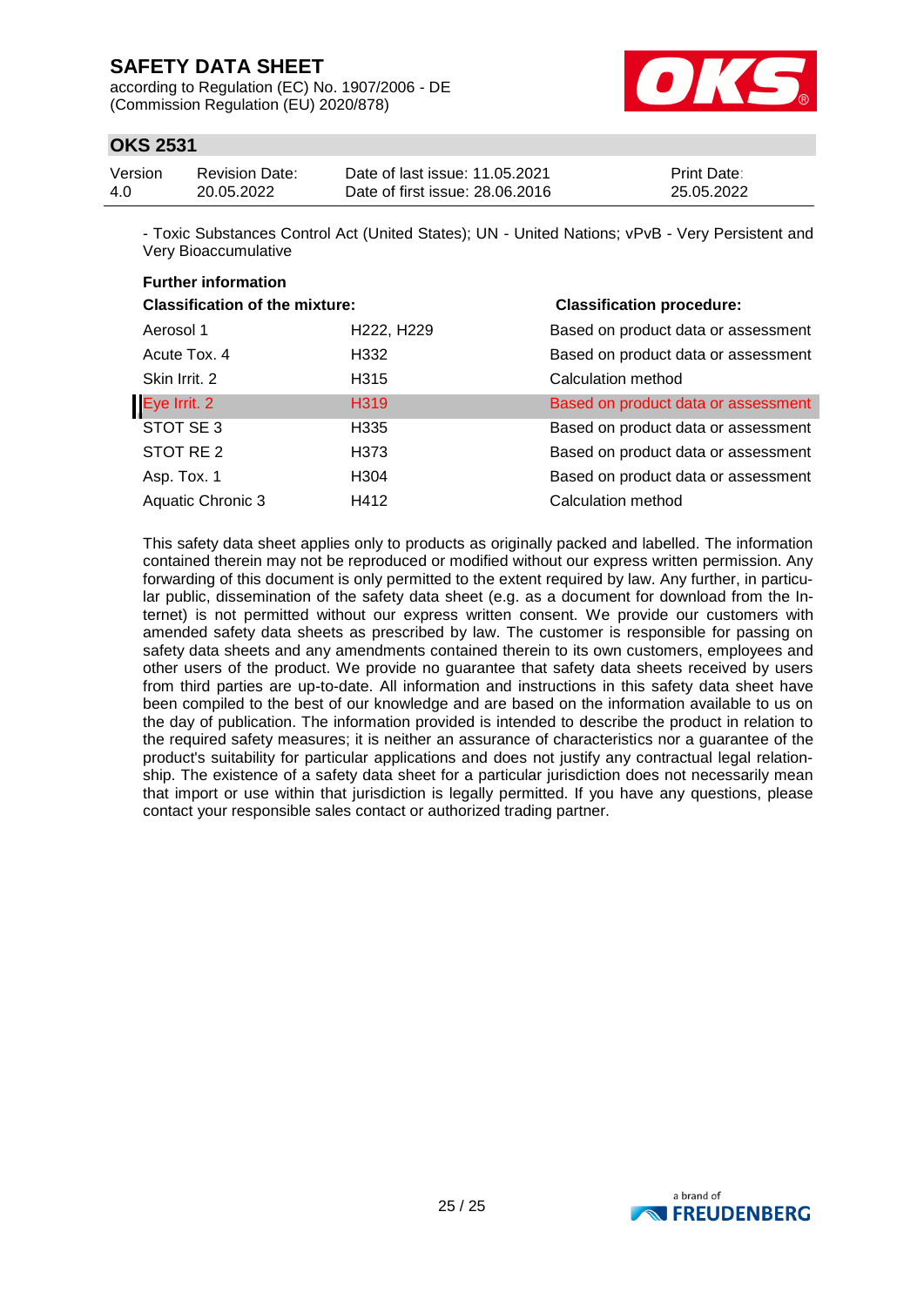- Toxic Substances Control Act (United States); UN - United Nations; vPvB - Very Persistent and Very Bioaccumulative

**Further information**

| Classification of the mixture: | | Classification procedure: |
|---|---|---|
| Aerosol 1 | H222, H229 | Based on product data or assessment |
| Acute Tox. 4 | H332 | Based on product data or assessment |
| Skin Irrit. 2 | H315 | Calculation method |
| Eye Irrit. 2 | H319 | Based on product data or assessment |
| STOT SE 3 | H335 | Based on product data or assessment |
| STOT RE 2 | H373 | Based on product data or assessment |
| Asp. Tox. 1 | H304 | Based on product data or assessment |
| Aquatic Chronic 3 | H412 | Calculation method |

This safety data sheet applies only to products as originally packed and labelled. The information contained therein may not be reproduced or modified without our express written permission. Any forwarding of this document is only permitted to the extent required by law. Any further, in particular public, dissemination of the safety data sheet (e.g. as a document for download from the Internet) is not permitted without our express written consent. We provide our customers with amended safety data sheets as prescribed by law. The customer is responsible for passing on safety data sheets and any amendments contained therein to its own customers, employees and other users of the product. We provide no guarantee that safety data sheets received by users from third parties are up-to-date. All information and instructions in this safety data sheet have been compiled to the best of our knowledge and are based on the information available to us on the day of publication. The information provided is intended to describe the product in relation to the required safety measures; it is neither an assurance of characteristics nor a guarantee of the product's suitability for particular applications and does not justify any contractual legal relationship. The existence of a safety data sheet for a particular jurisdiction does not necessarily mean that import or use within that jurisdiction is legally permitted. If you have any questions, please contact your responsible sales contact or authorized trading partner.